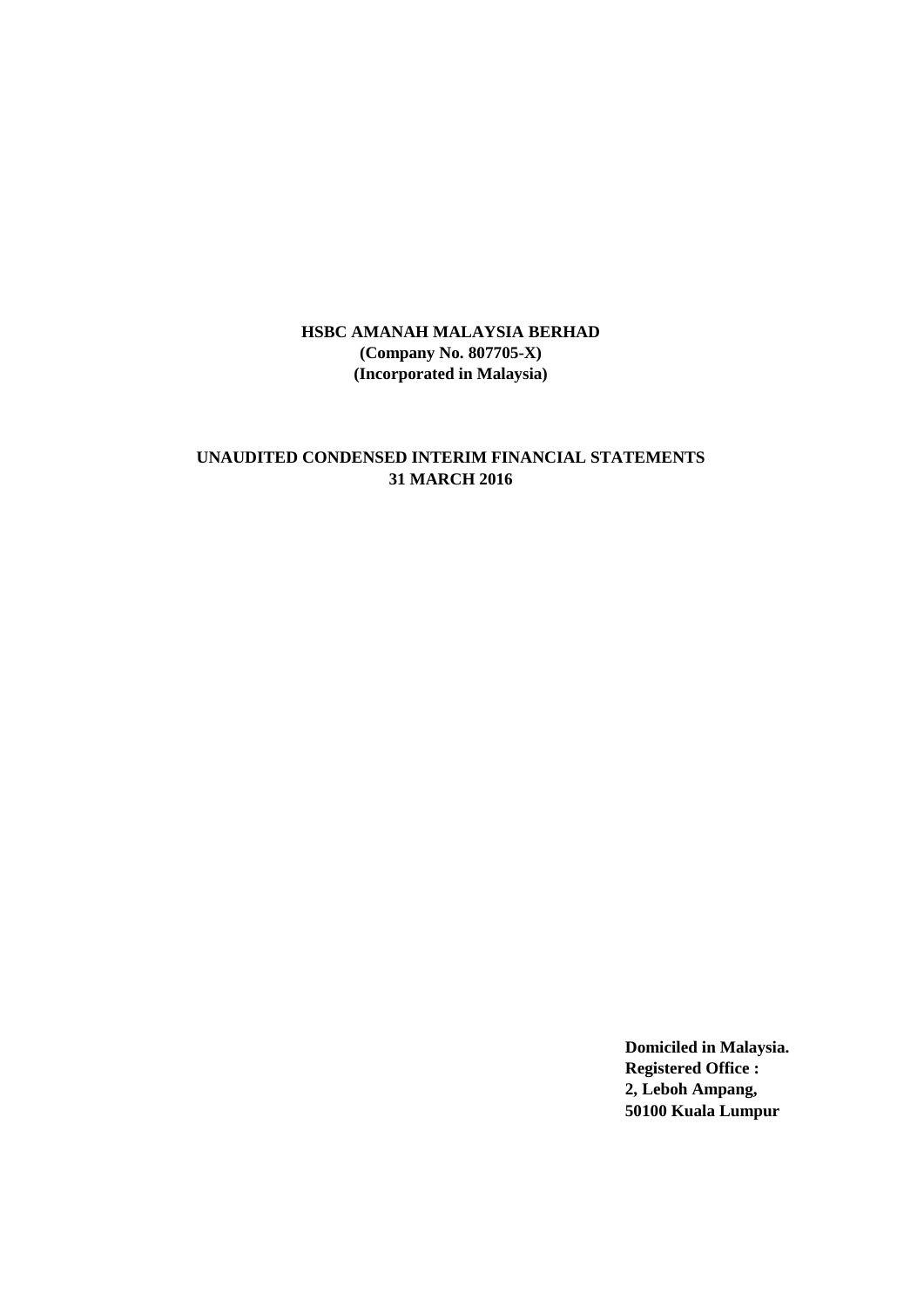**HSBC AMANAH MALAYSIA BERHAD**
**(Company No. 807705-X)**
**(Incorporated in Malaysia)**

**UNAUDITED CONDENSED INTERIM FINANCIAL STATEMENTS**
**31 MARCH 2016**

**Domiciled in Malaysia.**
**Registered Office :**
**2, Leboh Ampang,**
**50100 Kuala Lumpur**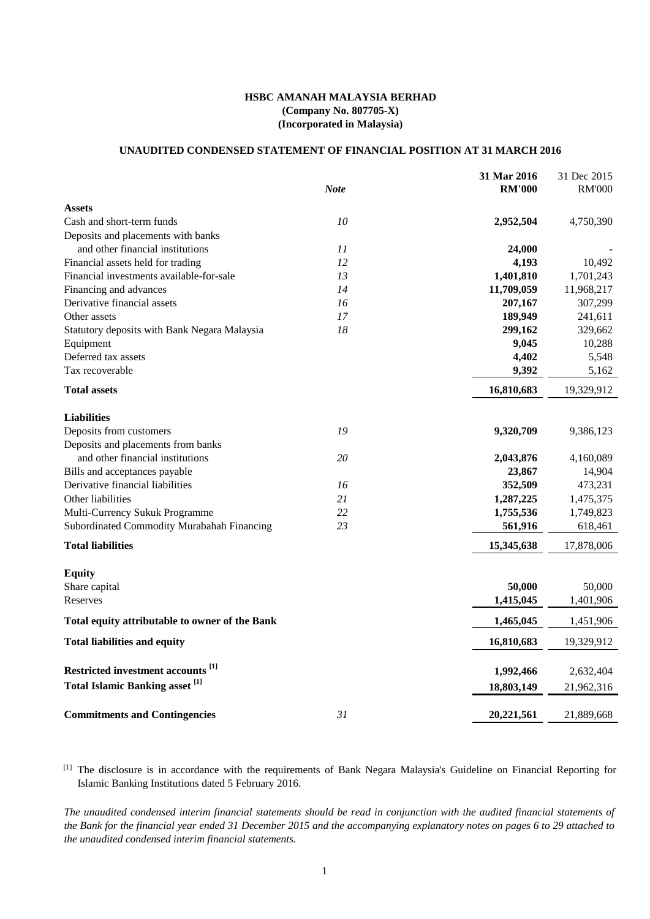**HSBC AMANAH MALAYSIA BERHAD**
**(Company No. 807705-X)**
**(Incorporated in Malaysia)**

**UNAUDITED CONDENSED STATEMENT OF FINANCIAL POSITION AT 31 MARCH 2016**

| | *Note* | **31 Mar 2016 RM'000** | 31 Dec 2015 RM'000 |
|---|---|---|---|
| **Assets** | | | |
| Cash and short-term funds | *10* | **2,952,504** | 4,750,390 |
| Deposits and placements with banks and other financial institutions | *11* | **24,000** | - |
| Financial assets held for trading | *12* | **4,193** | 10,492 |
| Financial investments available-for-sale | *13* | **1,401,810** | 1,701,243 |
| Financing and advances | *14* | **11,709,059** | 11,968,217 |
| Derivative financial assets | *16* | **207,167** | 307,299 |
| Other assets | *17* | **189,949** | 241,611 |
| Statutory deposits with Bank Negara Malaysia | *18* | **299,162** | 329,662 |
| Equipment | | **9,045** | 10,288 |
| Deferred tax assets | | **4,402** | 5,548 |
| Tax recoverable | | **9,392** | 5,162 |
| **Total assets** | | **16,810,683** | 19,329,912 |
| **Liabilities** | | | |
| Deposits from customers | *19* | **9,320,709** | 9,386,123 |
| Deposits and placements from banks and other financial institutions | *20* | **2,043,876** | 4,160,089 |
| Bills and acceptances payable | | **23,867** | 14,904 |
| Derivative financial liabilities | *16* | **352,509** | 473,231 |
| Other liabilities | *21* | **1,287,225** | 1,475,375 |
| Multi-Currency Sukuk Programme | *22* | **1,755,536** | 1,749,823 |
| Subordinated Commodity Murabahah Financing | *23* | **561,916** | 618,461 |
| **Total liabilities** | | **15,345,638** | 17,878,006 |
| **Equity** | | | |
| Share capital | | **50,000** | 50,000 |
| Reserves | | **1,415,045** | 1,401,906 |
| **Total equity attributable to owner of the Bank** | | **1,465,045** | 1,451,906 |
| **Total liabilities and equity** | | **16,810,683** | 19,329,912 |
| **Restricted investment accounts [1]** | | **1,992,466** | 2,632,404 |
| **Total Islamic Banking asset [1]** | | **18,803,149** | 21,962,316 |
| **Commitments and Contingencies** | *31* | **20,221,561** | 21,889,668 |

[1] The disclosure is in accordance with the requirements of Bank Negara Malaysia's Guideline on Financial Reporting for Islamic Banking Institutions dated 5 February 2016.

*The unaudited condensed interim financial statements should be read in conjunction with the audited financial statements of the Bank for the financial year ended 31 December 2015 and the accompanying explanatory notes on pages 6 to 29 attached to the unaudited condensed interim financial statements.*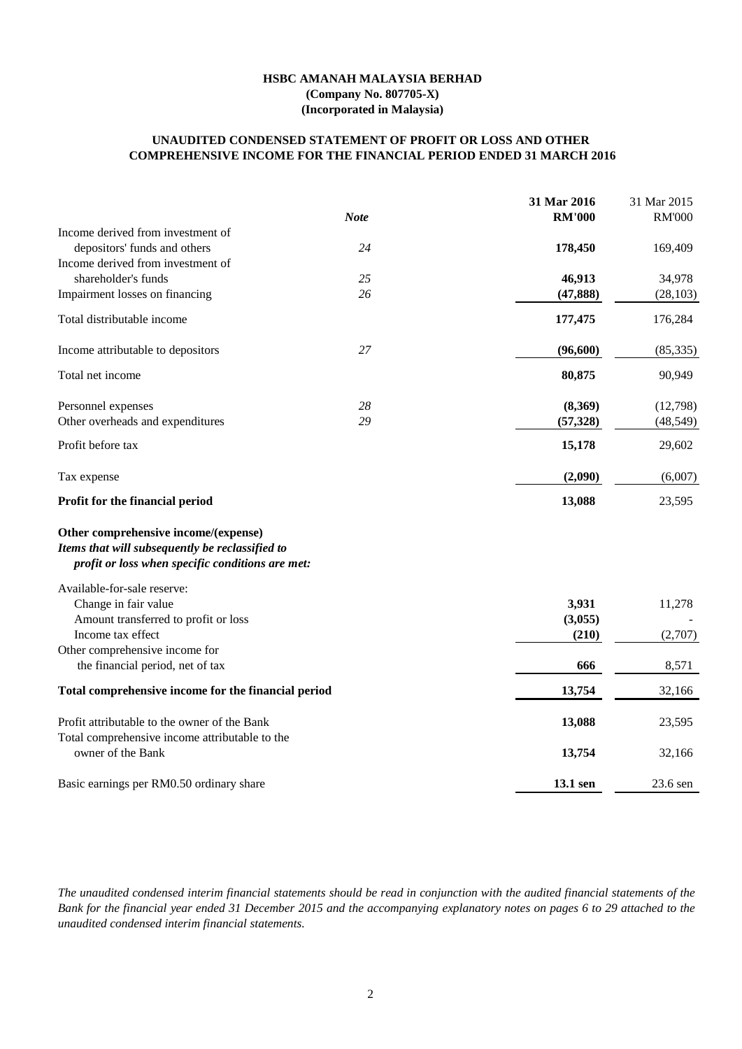**HSBC AMANAH MALAYSIA BERHAD**
**(Company No. 807705-X)**
**(Incorporated in Malaysia)**

## UNAUDITED CONDENSED STATEMENT OF PROFIT OR LOSS AND OTHER COMPREHENSIVE INCOME FOR THE FINANCIAL PERIOD ENDED 31 MARCH 2016

| | *Note* | **31 Mar 2016 RM'000** | 31 Mar 2015 RM'000 |
|---|---|---|---|
| Income derived from investment of depositors' funds and others | *24* | **178,450** | 169,409 |
| Income derived from investment of shareholder's funds | *25* | **46,913** | 34,978 |
| Impairment losses on financing | *26* | **(47,888)** | (28,103) |
| Total distributable income | | **177,475** | 176,284 |
| Income attributable to depositors | *27* | **(96,600)** | (85,335) |
| Total net income | | **80,875** | 90,949 |
| Personnel expenses | *28* | **(8,369)** | (12,798) |
| Other overheads and expenditures | *29* | **(57,328)** | (48,549) |
| Profit before tax | | **15,178** | 29,602 |
| Tax expense | | **(2,090)** | (6,007) |
| **Profit for the financial period** | | **13,088** | 23,595 |
| **Other comprehensive income/(expense)** | | | |
| ***Items that will subsequently be reclassified to profit or loss when specific conditions are met:*** | | | |
| Available-for-sale reserve: | | | |
| Change in fair value | | **3,931** | 11,278 |
| Amount transferred to profit or loss | | **(3,055)** | - |
| Income tax effect | | **(210)** | (2,707) |
| Other comprehensive income for the financial period, net of tax | | **666** | 8,571 |
| **Total comprehensive income for the financial period** | | **13,754** | 32,166 |
| Profit attributable to the owner of the Bank | | **13,088** | 23,595 |
| Total comprehensive income attributable to the owner of the Bank | | **13,754** | 32,166 |
| Basic earnings per RM0.50 ordinary share | | **13.1 sen** | 23.6 sen |

*The unaudited condensed interim financial statements should be read in conjunction with the audited financial statements of the Bank for the financial year ended 31 December 2015 and the accompanying explanatory notes on pages 6 to 29 attached to the unaudited condensed interim financial statements.*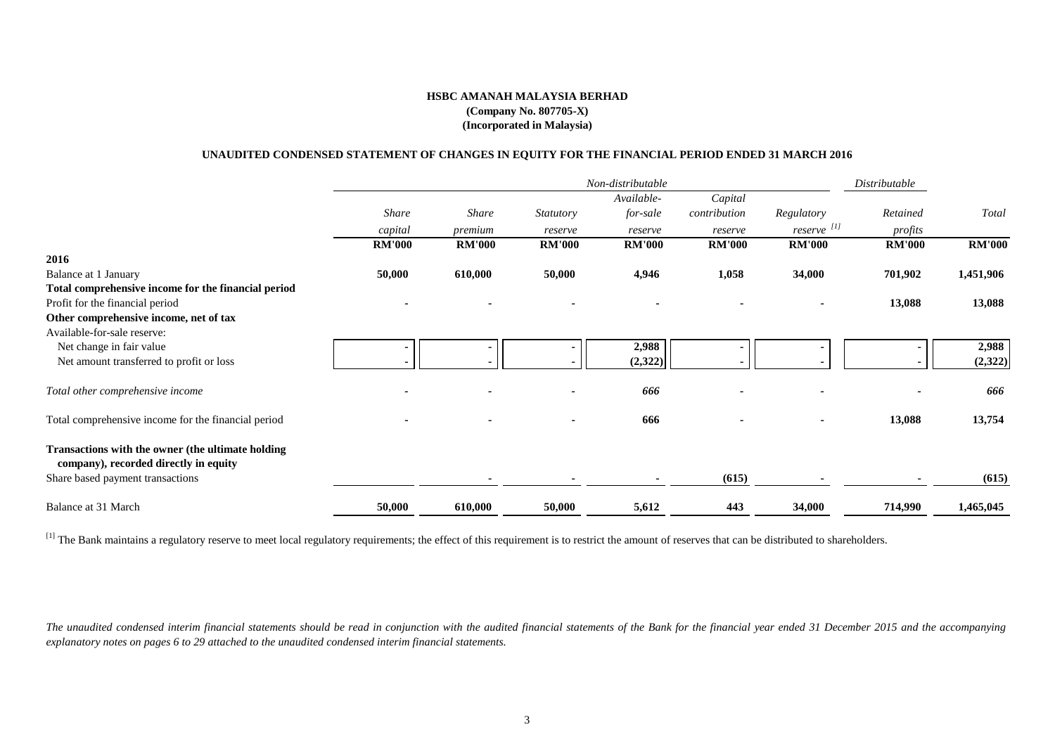**HSBC AMANAH MALAYSIA BERHAD**
**(Company No. 807705-X)**
**(Incorporated in Malaysia)**

**UNAUDITED CONDENSED STATEMENT OF CHANGES IN EQUITY FOR THE FINANCIAL PERIOD ENDED 31 MARCH 2016**

| | *Non-distributable* | | | | | | *Distributable* | |
|---|---|---|---|---|---|---|---|---|
| | *Share capital* | *Share premium* | *Statutory reserve* | *Available-for-sale reserve* | *Capital contribution reserve* | *Regulatory reserve* [1] | *Retained profits* | *Total* |
| | **RM'000** | **RM'000** | **RM'000** | **RM'000** | **RM'000** | **RM'000** | **RM'000** | **RM'000** |
| **2016** | | | | | | | | |
| Balance at 1 January | **50,000** | **610,000** | **50,000** | **4,946** | **1,058** | **34,000** | **701,902** | **1,451,906** |
| **Total comprehensive income for the financial period** | | | | | | | | |
| Profit for the financial period | **-** | **-** | **-** | **-** | **-** | **-** | **13,088** | **13,088** |
| **Other comprehensive income, net of tax** | | | | | | | | |
| Available-for-sale reserve: | | | | | | | | |
| Net change in fair value | **-** | **-** | **-** | **2,988** | **-** | **-** | **-** | **2,988** |
| Net amount transferred to profit or loss | **-** | **-** | **-** | **(2,322)** | **-** | **-** | **-** | **(2,322)** |
| *Total other comprehensive income* | **-** | **-** | **-** | ***666*** | **-** | **-** | **-** | ***666*** |
| Total comprehensive income for the financial period | **-** | **-** | **-** | **666** | **-** | **-** | **13,088** | **13,754** |
| **Transactions with the owner (the ultimate holding company), recorded directly in equity** | | | | | | | | |
| Share based payment transactions | | **-** | **-** | **-** | **(615)** | **-** | **-** | **(615)** |
| Balance at 31 March | **50,000** | **610,000** | **50,000** | **5,612** | **443** | **34,000** | **714,990** | **1,465,045** |

[1] The Bank maintains a regulatory reserve to meet local regulatory requirements; the effect of this requirement is to restrict the amount of reserves that can be distributed to shareholders.

*The unaudited condensed interim financial statements should be read in conjunction with the audited financial statements of the Bank for the financial year ended 31 December 2015 and the accompanying explanatory notes on pages 6 to 29 attached to the unaudited condensed interim financial statements.*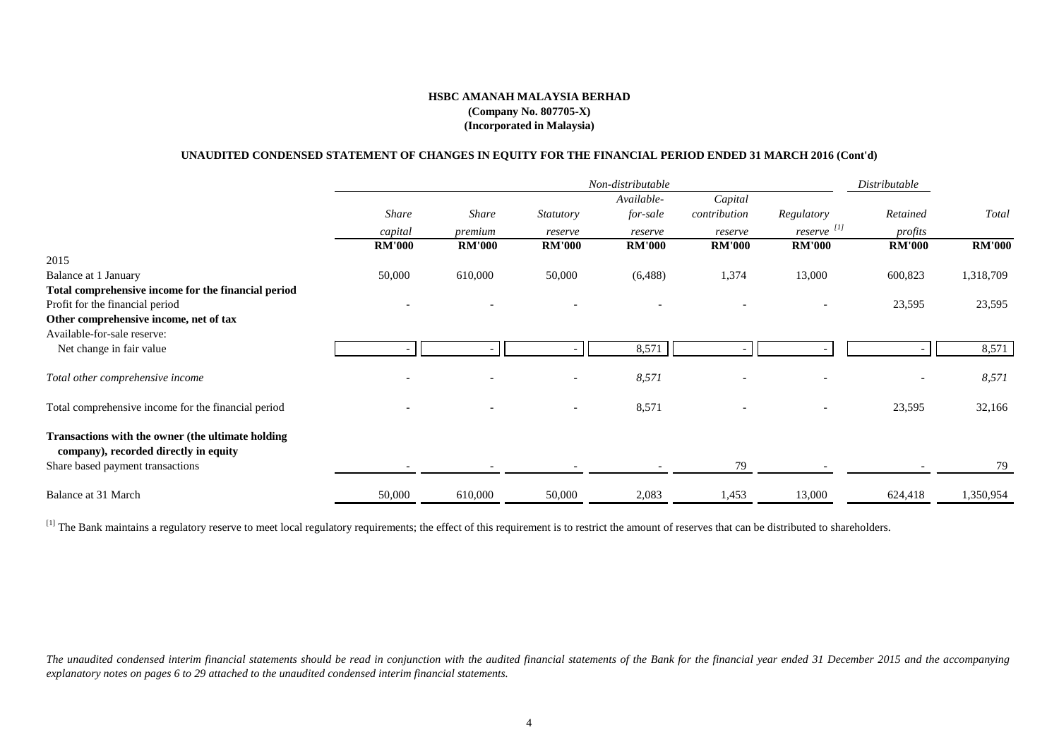**HSBC AMANAH MALAYSIA BERHAD**
**(Company No. 807705-X)**
**(Incorporated in Malaysia)**

**UNAUDITED CONDENSED STATEMENT OF CHANGES IN EQUITY FOR THE FINANCIAL PERIOD ENDED 31 MARCH 2016 (Cont'd)**

| | *Non-distributable* | | | | | | *Distributable* | |
|---|---|---|---|---|---|---|---|---|
| | *Share capital* | *Share premium* | *Statutory reserve* | *Available-for-sale reserve* | *Capital contribution reserve* | *Regulatory reserve* [1] | *Retained profits* | *Total* |
| | **RM'000** | **RM'000** | **RM'000** | **RM'000** | **RM'000** | **RM'000** | **RM'000** | **RM'000** |
| 2015 | | | | | | | | |
| Balance at 1 January | 50,000 | 610,000 | 50,000 | (6,488) | 1,374 | 13,000 | 600,823 | 1,318,709 |
| **Total comprehensive income for the financial period** | | | | | | | | |
| Profit for the financial period | - | - | - | - | - | - | 23,595 | 23,595 |
| **Other comprehensive income, net of tax** | | | | | | | | |
| Available-for-sale reserve: | | | | | | | | |
| Net change in fair value | - | - | - | 8,571 | - | - | - | 8,571 |
| *Total other comprehensive income* | - | - | - | *8,571* | - | - | - | *8,571* |
| Total comprehensive income for the financial period | - | - | - | 8,571 | - | - | 23,595 | 32,166 |
| **Transactions with the owner (the ultimate holding company), recorded directly in equity** | | | | | | | | |
| Share based payment transactions | - | - | - | - | 79 | - | - | 79 |
| Balance at 31 March | 50,000 | 610,000 | 50,000 | 2,083 | 1,453 | 13,000 | 624,418 | 1,350,954 |

[1] The Bank maintains a regulatory reserve to meet local regulatory requirements; the effect of this requirement is to restrict the amount of reserves that can be distributed to shareholders.

*The unaudited condensed interim financial statements should be read in conjunction with the audited financial statements of the Bank for the financial year ended 31 December 2015 and the accompanying explanatory notes on pages 6 to 29 attached to the unaudited condensed interim financial statements.*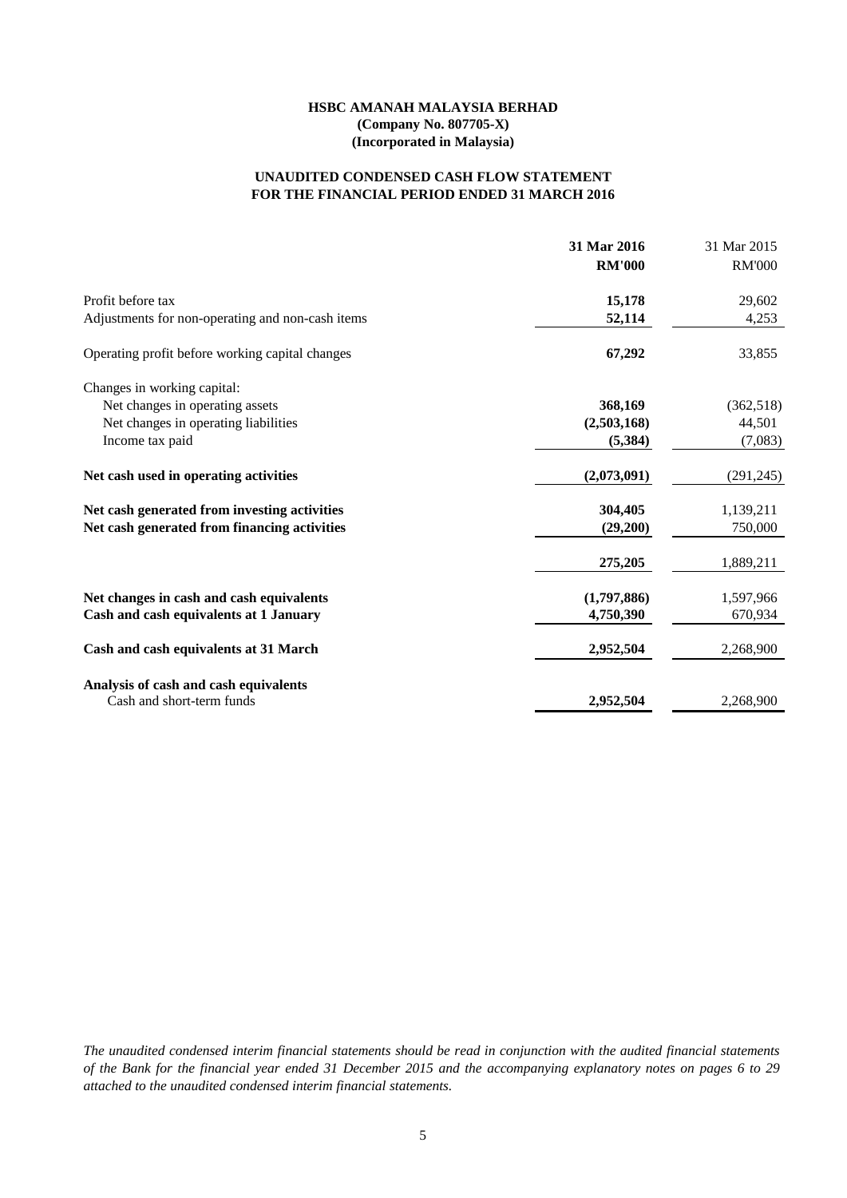**HSBC AMANAH MALAYSIA BERHAD**
**(Company No. 807705-X)**
**(Incorporated in Malaysia)**

**UNAUDITED CONDENSED CASH FLOW STATEMENT**
**FOR THE FINANCIAL PERIOD ENDED 31 MARCH 2016**

| | **31 Mar 2016** | 31 Mar 2015 |
|---|---|---|
| | **RM'000** | RM'000 |
| Profit before tax | **15,178** | 29,602 |
| Adjustments for non-operating and non-cash items | **52,114** | 4,253 |
| Operating profit before working capital changes | **67,292** | 33,855 |
| Changes in working capital: | | |
| Net changes in operating assets | **368,169** | (362,518) |
| Net changes in operating liabilities | **(2,503,168)** | 44,501 |
| Income tax paid | **(5,384)** | (7,083) |
| **Net cash used in operating activities** | **(2,073,091)** | (291,245) |
| **Net cash generated from investing activities** | **304,405** | 1,139,211 |
| **Net cash generated from financing activities** | **(29,200)** | 750,000 |
| | **275,205** | 1,889,211 |
| **Net changes in cash and cash equivalents** | **(1,797,886)** | 1,597,966 |
| **Cash and cash equivalents at 1 January** | **4,750,390** | 670,934 |
| **Cash and cash equivalents at 31 March** | **2,952,504** | 2,268,900 |
| **Analysis of cash and cash equivalents** | | |
| Cash and short-term funds | **2,952,504** | 2,268,900 |

*The unaudited condensed interim financial statements should be read in conjunction with the audited financial statements of the Bank for the financial year ended 31 December 2015 and the accompanying explanatory notes on pages 6 to 29 attached to the unaudited condensed interim financial statements.*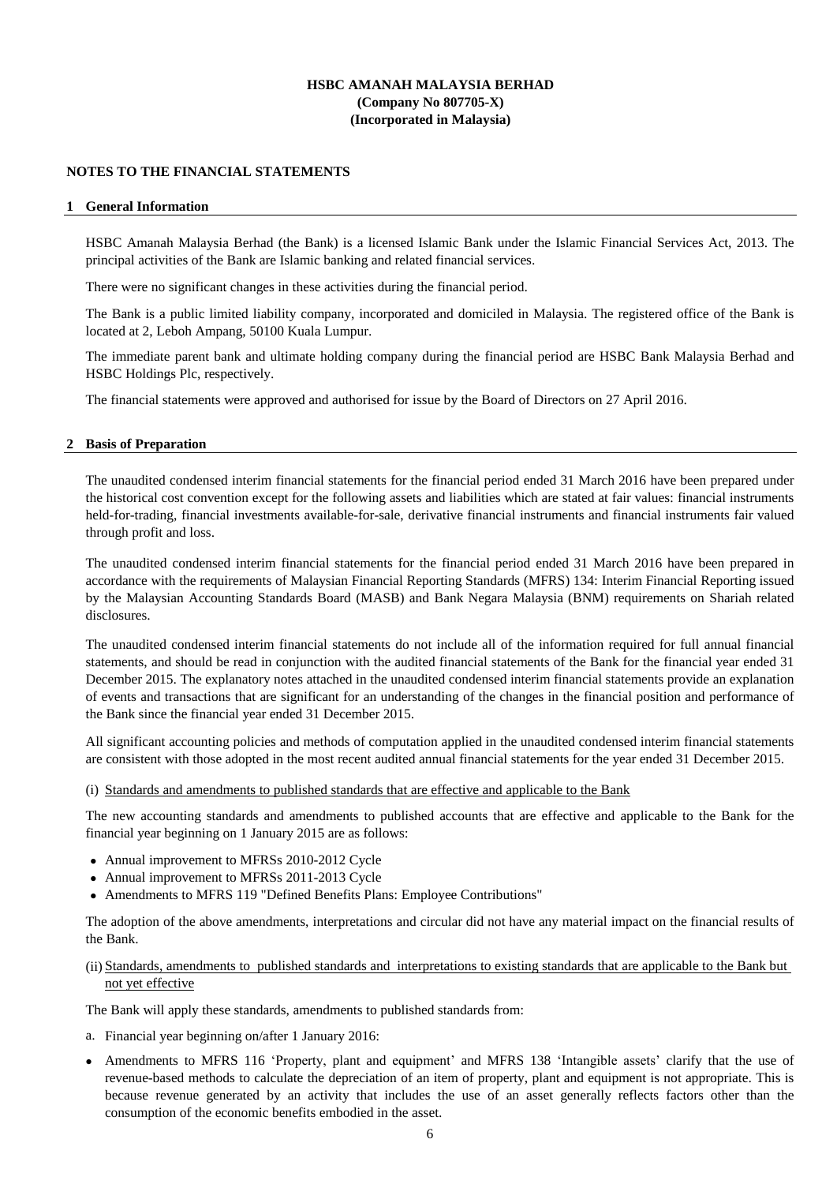**HSBC AMANAH MALAYSIA BERHAD**
**(Company No 807705-X)**
**(Incorporated in Malaysia)**

## NOTES TO THE FINANCIAL STATEMENTS

### 1 General Information

HSBC Amanah Malaysia Berhad (the Bank) is a licensed Islamic Bank under the Islamic Financial Services Act, 2013. The principal activities of the Bank are Islamic banking and related financial services.

There were no significant changes in these activities during the financial period.

The Bank is a public limited liability company, incorporated and domiciled in Malaysia. The registered office of the Bank is located at 2, Leboh Ampang, 50100 Kuala Lumpur.

The immediate parent bank and ultimate holding company during the financial period are HSBC Bank Malaysia Berhad and HSBC Holdings Plc, respectively.

The financial statements were approved and authorised for issue by the Board of Directors on 27 April 2016.

### 2 Basis of Preparation

The unaudited condensed interim financial statements for the financial period ended 31 March 2016 have been prepared under the historical cost convention except for the following assets and liabilities which are stated at fair values: financial instruments held-for-trading, financial investments available-for-sale, derivative financial instruments and financial instruments fair valued through profit and loss.

The unaudited condensed interim financial statements for the financial period ended 31 March 2016 have been prepared in accordance with the requirements of Malaysian Financial Reporting Standards (MFRS) 134: Interim Financial Reporting issued by the Malaysian Accounting Standards Board (MASB) and Bank Negara Malaysia (BNM) requirements on Shariah related disclosures.

The unaudited condensed interim financial statements do not include all of the information required for full annual financial statements, and should be read in conjunction with the audited financial statements of the Bank for the financial year ended 31 December 2015. The explanatory notes attached in the unaudited condensed interim financial statements provide an explanation of events and transactions that are significant for an understanding of the changes in the financial position and performance of the Bank since the financial year ended 31 December 2015.

All significant accounting policies and methods of computation applied in the unaudited condensed interim financial statements are consistent with those adopted in the most recent audited annual financial statements for the year ended 31 December 2015.

(i) Standards and amendments to published standards that are effective and applicable to the Bank

The new accounting standards and amendments to published accounts that are effective and applicable to the Bank for the financial year beginning on 1 January 2015 are as follows:

- Annual improvement to MFRSs 2010-2012 Cycle
- Annual improvement to MFRSs 2011-2013 Cycle
- Amendments to MFRS 119 "Defined Benefits Plans: Employee Contributions"

The adoption of the above amendments, interpretations and circular did not have any material impact on the financial results of the Bank.

(ii) Standards, amendments to published standards and interpretations to existing standards that are applicable to the Bank but not yet effective

The Bank will apply these standards, amendments to published standards from:

a. Financial year beginning on/after 1 January 2016:

- Amendments to MFRS 116 'Property, plant and equipment' and MFRS 138 'Intangible assets' clarify that the use of revenue-based methods to calculate the depreciation of an item of property, plant and equipment is not appropriate. This is because revenue generated by an activity that includes the use of an asset generally reflects factors other than the consumption of the economic benefits embodied in the asset.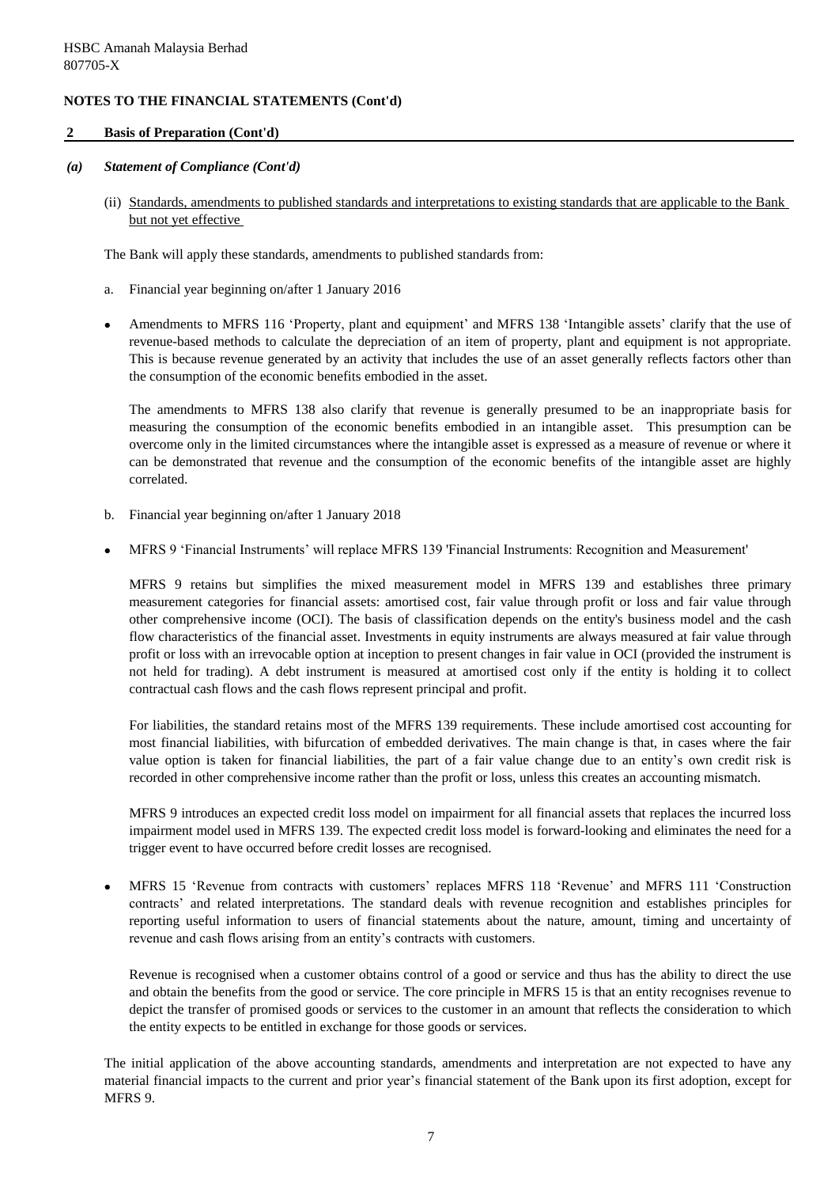## NOTES TO THE FINANCIAL STATEMENTS (Cont'd)

### 2 Basis of Preparation (Cont'd)

#### *(a) Statement of Compliance (Cont'd)*

(ii) Standards, amendments to published standards and interpretations to existing standards that are applicable to the Bank but not yet effective

The Bank will apply these standards, amendments to published standards from:

a. Financial year beginning on/after 1 January 2016

- Amendments to MFRS 116 'Property, plant and equipment' and MFRS 138 'Intangible assets' clarify that the use of revenue-based methods to calculate the depreciation of an item of property, plant and equipment is not appropriate. This is because revenue generated by an activity that includes the use of an asset generally reflects factors other than the consumption of the economic benefits embodied in the asset.

  The amendments to MFRS 138 also clarify that revenue is generally presumed to be an inappropriate basis for measuring the consumption of the economic benefits embodied in an intangible asset. This presumption can be overcome only in the limited circumstances where the intangible asset is expressed as a measure of revenue or where it can be demonstrated that revenue and the consumption of the economic benefits of the intangible asset are highly correlated.

b. Financial year beginning on/after 1 January 2018

- MFRS 9 'Financial Instruments' will replace MFRS 139 'Financial Instruments: Recognition and Measurement'

  MFRS 9 retains but simplifies the mixed measurement model in MFRS 139 and establishes three primary measurement categories for financial assets: amortised cost, fair value through profit or loss and fair value through other comprehensive income (OCI). The basis of classification depends on the entity's business model and the cash flow characteristics of the financial asset. Investments in equity instruments are always measured at fair value through profit or loss with an irrevocable option at inception to present changes in fair value in OCI (provided the instrument is not held for trading). A debt instrument is measured at amortised cost only if the entity is holding it to collect contractual cash flows and the cash flows represent principal and profit.

  For liabilities, the standard retains most of the MFRS 139 requirements. These include amortised cost accounting for most financial liabilities, with bifurcation of embedded derivatives. The main change is that, in cases where the fair value option is taken for financial liabilities, the part of a fair value change due to an entity's own credit risk is recorded in other comprehensive income rather than the profit or loss, unless this creates an accounting mismatch.

  MFRS 9 introduces an expected credit loss model on impairment for all financial assets that replaces the incurred loss impairment model used in MFRS 139. The expected credit loss model is forward-looking and eliminates the need for a trigger event to have occurred before credit losses are recognised.

- MFRS 15 'Revenue from contracts with customers' replaces MFRS 118 'Revenue' and MFRS 111 'Construction contracts' and related interpretations. The standard deals with revenue recognition and establishes principles for reporting useful information to users of financial statements about the nature, amount, timing and uncertainty of revenue and cash flows arising from an entity's contracts with customers.

  Revenue is recognised when a customer obtains control of a good or service and thus has the ability to direct the use and obtain the benefits from the good or service. The core principle in MFRS 15 is that an entity recognises revenue to depict the transfer of promised goods or services to the customer in an amount that reflects the consideration to which the entity expects to be entitled in exchange for those goods or services.

The initial application of the above accounting standards, amendments and interpretation are not expected to have any material financial impacts to the current and prior year's financial statement of the Bank upon its first adoption, except for MFRS 9.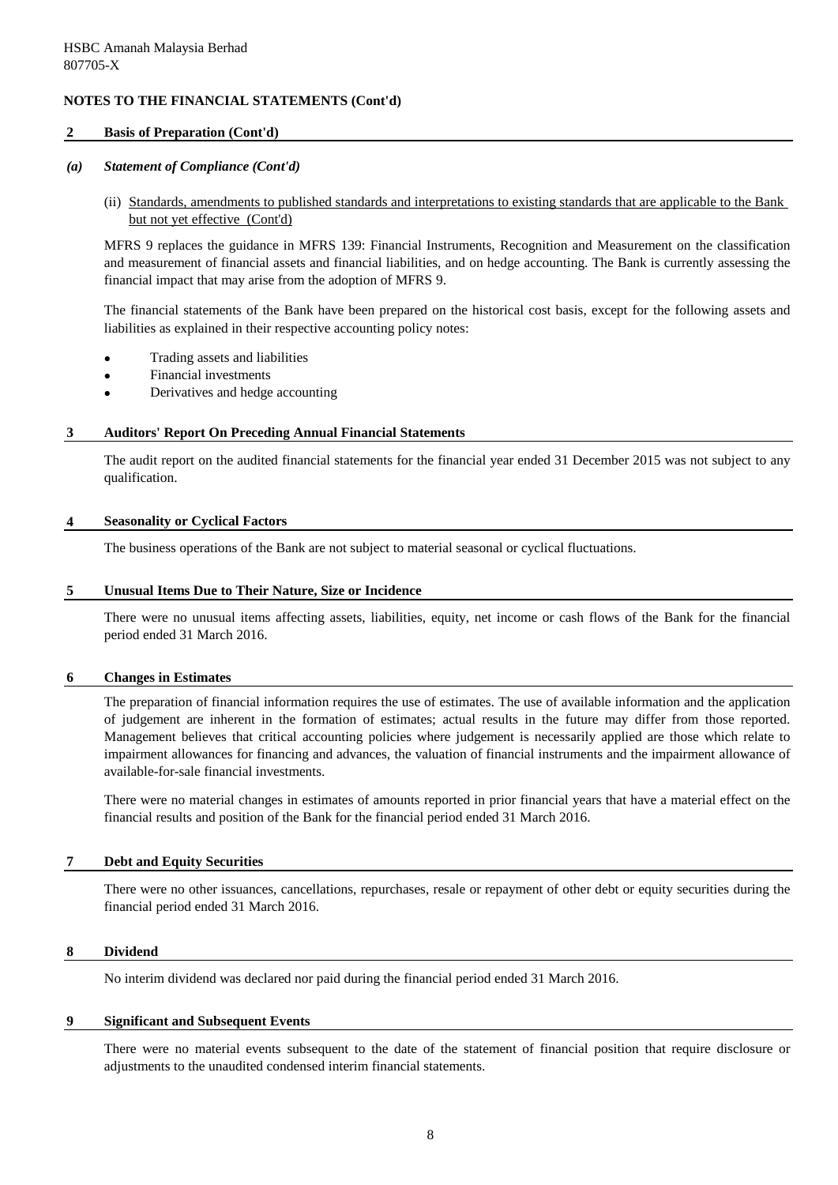HSBC Amanah Malaysia Berhad
807705-X

**NOTES TO THE FINANCIAL STATEMENTS (Cont'd)**

## 2 Basis of Preparation (Cont'd)

### *(a) Statement of Compliance (Cont'd)*

(ii) Standards, amendments to published standards and interpretations to existing standards that are applicable to the Bank but not yet effective (Cont'd)

MFRS 9 replaces the guidance in MFRS 139: Financial Instruments, Recognition and Measurement on the classification and measurement of financial assets and financial liabilities, and on hedge accounting. The Bank is currently assessing the financial impact that may arise from the adoption of MFRS 9.

The financial statements of the Bank have been prepared on the historical cost basis, except for the following assets and liabilities as explained in their respective accounting policy notes:

- Trading assets and liabilities
- Financial investments
- Derivatives and hedge accounting

## 3 Auditors' Report On Preceding Annual Financial Statements

The audit report on the audited financial statements for the financial year ended 31 December 2015 was not subject to any qualification.

## 4 Seasonality or Cyclical Factors

The business operations of the Bank are not subject to material seasonal or cyclical fluctuations.

## 5 Unusual Items Due to Their Nature, Size or Incidence

There were no unusual items affecting assets, liabilities, equity, net income or cash flows of the Bank for the financial period ended 31 March 2016.

## 6 Changes in Estimates

The preparation of financial information requires the use of estimates. The use of available information and the application of judgement are inherent in the formation of estimates; actual results in the future may differ from those reported. Management believes that critical accounting policies where judgement is necessarily applied are those which relate to impairment allowances for financing and advances, the valuation of financial instruments and the impairment allowance of available-for-sale financial investments.

There were no material changes in estimates of amounts reported in prior financial years that have a material effect on the financial results and position of the Bank for the financial period ended 31 March 2016.

## 7 Debt and Equity Securities

There were no other issuances, cancellations, repurchases, resale or repayment of other debt or equity securities during the financial period ended 31 March 2016.

## 8 Dividend

No interim dividend was declared nor paid during the financial period ended 31 March 2016.

## 9 Significant and Subsequent Events

There were no material events subsequent to the date of the statement of financial position that require disclosure or adjustments to the unaudited condensed interim financial statements.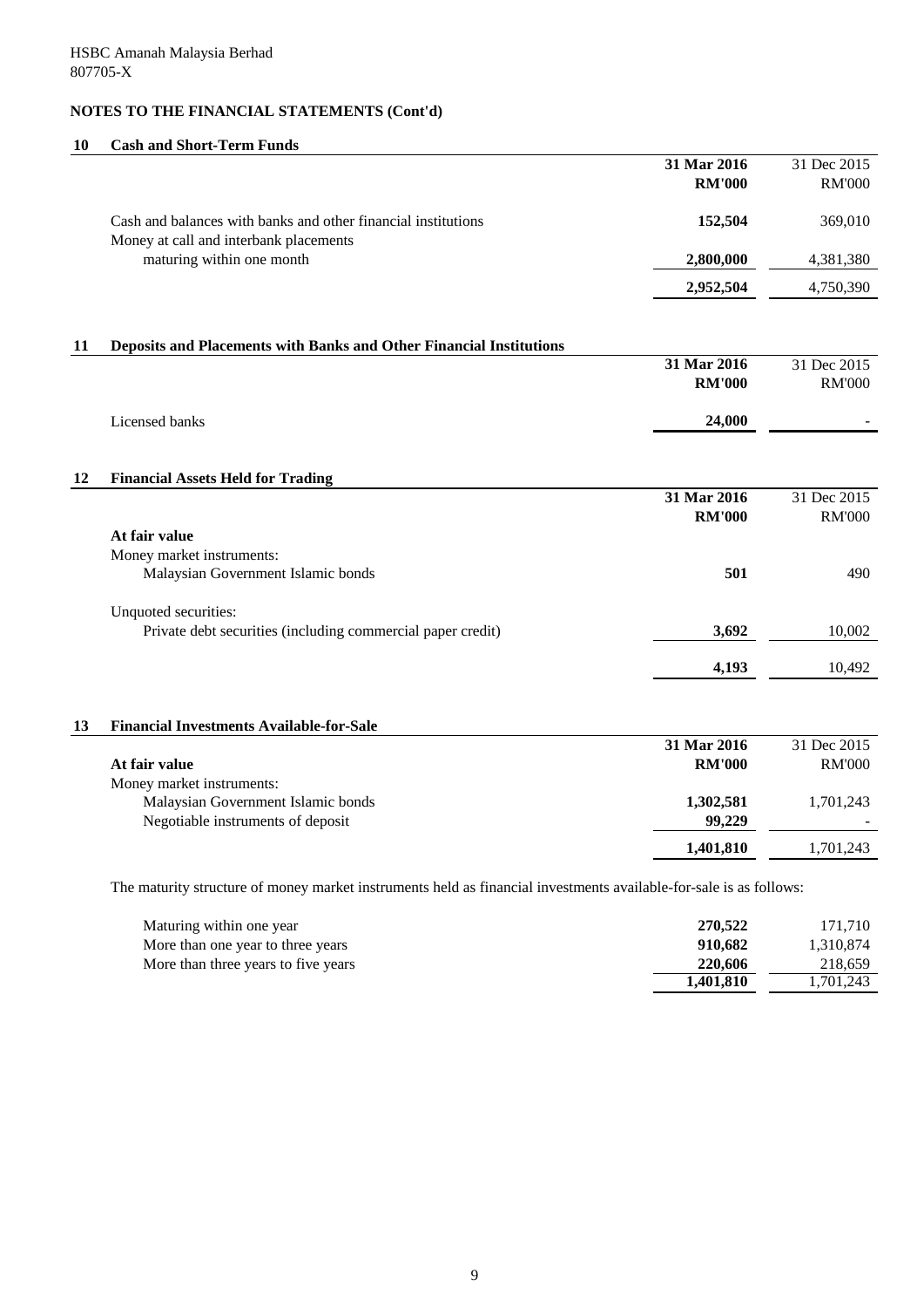HSBC Amanah Malaysia Berhad
807705-X

## NOTES TO THE FINANCIAL STATEMENTS (Cont'd)

### 10 Cash and Short-Term Funds

| | 31 Mar 2016 RM'000 | 31 Dec 2015 RM'000 |
|---|---|---|
| Cash and balances with banks and other financial institutions | **152,504** | 369,010 |
| Money at call and interbank placements maturing within one month | **2,800,000** | 4,381,380 |
| | **2,952,504** | 4,750,390 |

### 11 Deposits and Placements with Banks and Other Financial Institutions

| | 31 Mar 2016 RM'000 | 31 Dec 2015 RM'000 |
|---|---|---|
| Licensed banks | **24,000** | - |

### 12 Financial Assets Held for Trading

| | 31 Mar 2016 RM'000 | 31 Dec 2015 RM'000 |
|---|---|---|
| **At fair value** | | |
| Money market instruments: | | |
| Malaysian Government Islamic bonds | **501** | 490 |
| Unquoted securities: | | |
| Private debt securities (including commercial paper credit) | **3,692** | 10,002 |
| | **4,193** | 10,492 |

### 13 Financial Investments Available-for-Sale

| | 31 Mar 2016 RM'000 | 31 Dec 2015 RM'000 |
|---|---|---|
| **At fair value** | | |
| Money market instruments: | | |
| Malaysian Government Islamic bonds | **1,302,581** | 1,701,243 |
| Negotiable instruments of deposit | **99,229** | - |
| | **1,401,810** | 1,701,243 |

The maturity structure of money market instruments held as financial investments available-for-sale is as follows:

| | 31 Mar 2016 RM'000 | 31 Dec 2015 RM'000 |
|---|---|---|
| Maturing within one year | **270,522** | 171,710 |
| More than one year to three years | **910,682** | 1,310,874 |
| More than three years to five years | **220,606** | 218,659 |
| | **1,401,810** | 1,701,243 |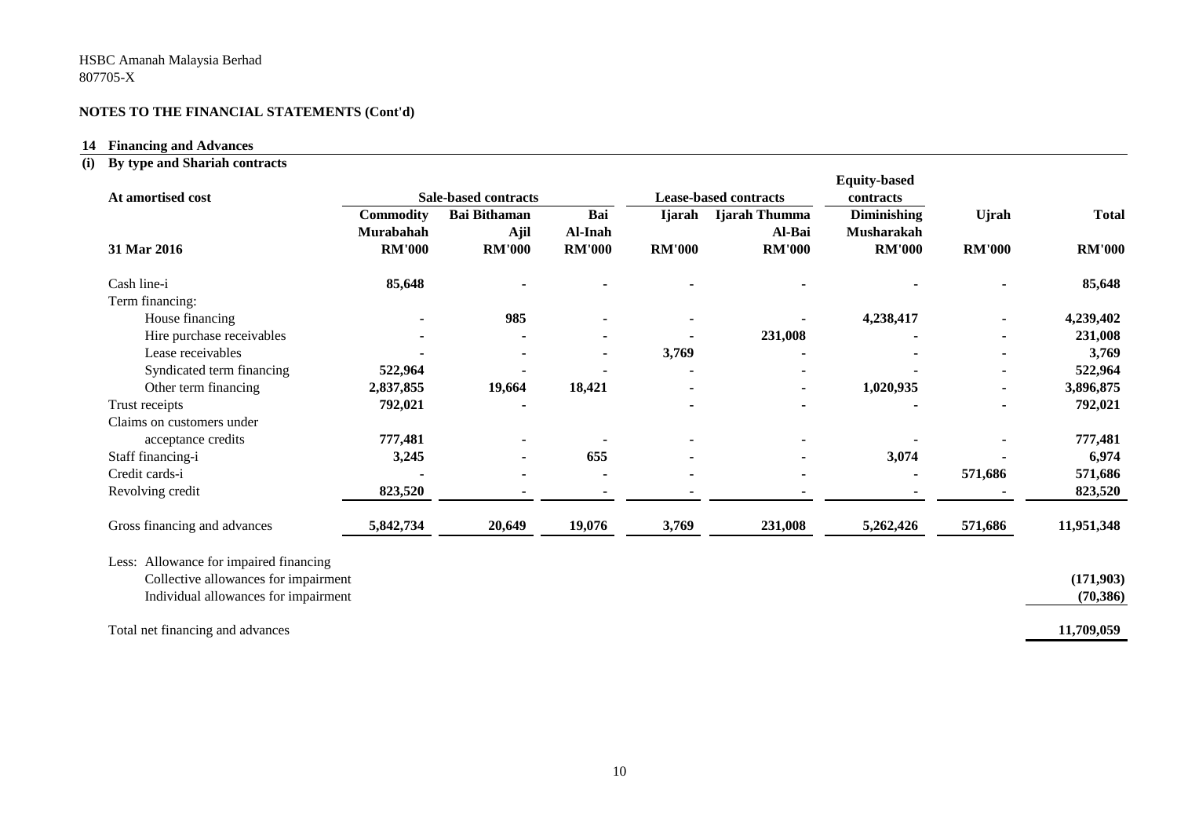HSBC Amanah Malaysia Berhad
807705-X

## NOTES TO THE FINANCIAL STATEMENTS (Cont'd)

### 14 Financing and Advances

#### (i) By type and Shariah contracts

| At amortised cost | Sale-based contracts | | | Lease-based contracts | | Equity-based contracts | | |
|---|---|---|---|---|---|---|---|---|
| | Commodity Murabahah | Bai Bithaman Ajil | Bai Al-Inah | Ijarah | Ijarah Thumma Al-Bai | Diminishing Musharakah | Ujrah | Total |
| 31 Mar 2016 | RM'000 | RM'000 | RM'000 | RM'000 | RM'000 | RM'000 | RM'000 | RM'000 |
| Cash line-i | 85,648 | - | - | - | - | - | - | 85,648 |
| Term financing: | | | | | | | | |
| House financing | - | 985 | - | - | - | 4,238,417 | - | 4,239,402 |
| Hire purchase receivables | - | - | - | - | 231,008 | - | - | 231,008 |
| Lease receivables | - | - | - | 3,769 | - | - | - | 3,769 |
| Syndicated term financing | 522,964 | - | - | - | - | - | - | 522,964 |
| Other term financing | 2,837,855 | 19,664 | 18,421 | - | - | 1,020,935 | - | 3,896,875 |
| Trust receipts | 792,021 | - | | - | - | - | - | 792,021 |
| Claims on customers under acceptance credits | 777,481 | - | - | - | - | - | - | 777,481 |
| Staff financing-i | 3,245 | - | 655 | - | - | 3,074 | - | 6,974 |
| Credit cards-i | - | - | - | - | - | - | 571,686 | 571,686 |
| Revolving credit | 823,520 | - | - | - | - | - | - | 823,520 |
| Gross financing and advances | 5,842,734 | 20,649 | 19,076 | 3,769 | 231,008 | 5,262,426 | 571,686 | 11,951,348 |
| Less: Allowance for impaired financing | | | | | | | | |
| Collective allowances for impairment | | | | | | | | (171,903) |
| Individual allowances for impairment | | | | | | | | (70,386) |
| Total net financing and advances | | | | | | | | 11,709,059 |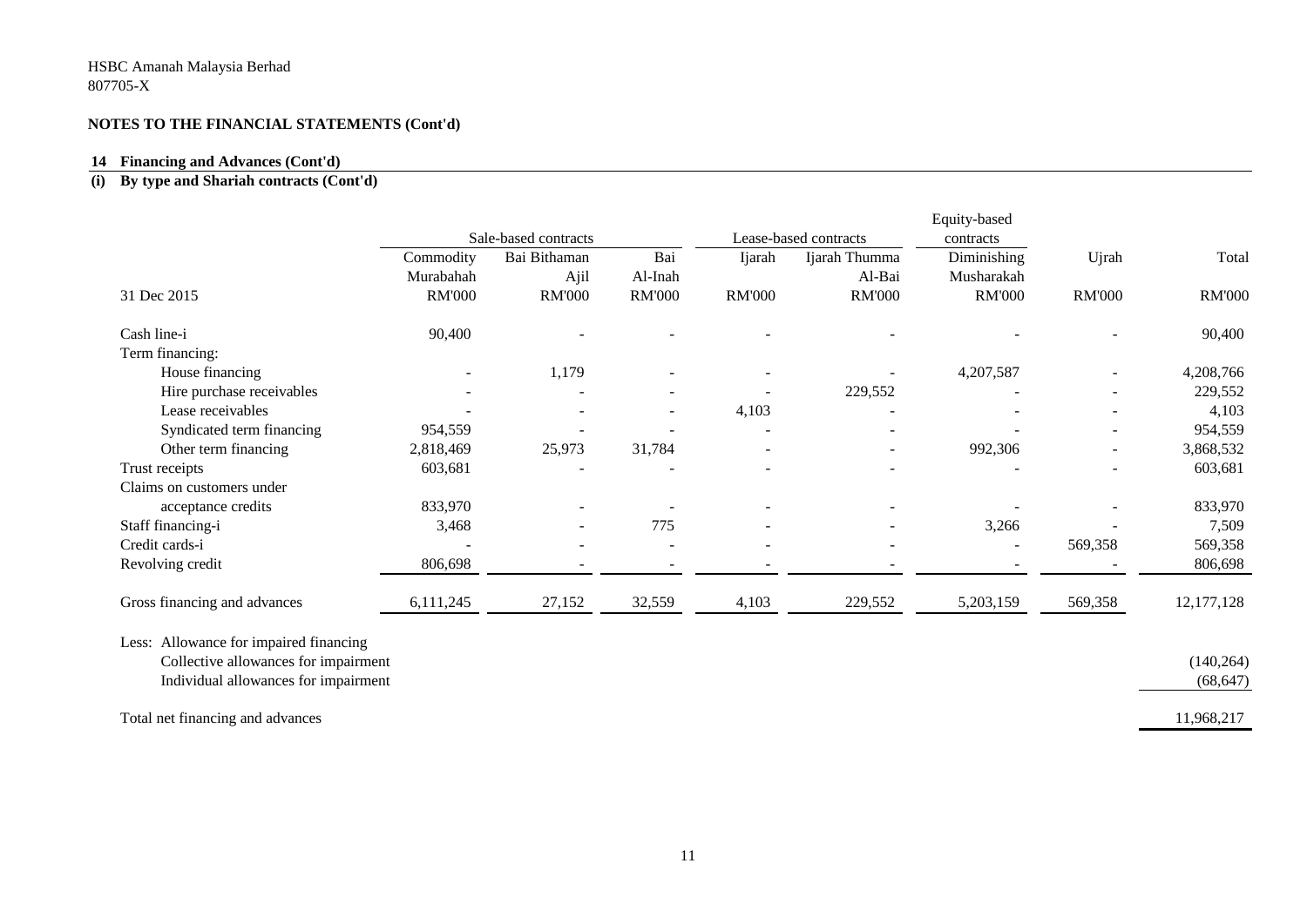HSBC Amanah Malaysia Berhad
807705-X

**NOTES TO THE FINANCIAL STATEMENTS (Cont'd)**

**14 Financing and Advances (Cont'd)**

**(i) By type and Shariah contracts (Cont'd)**

| | Sale-based contracts | | | Lease-based contracts | | Equity-based contracts | | |
|---|---|---|---|---|---|---|---|---|
| | Commodity Murabahah | Bai Bithaman Ajil | Bai Al-Inah | Ijarah | Ijarah Thumma Al-Bai | Diminishing Musharakah | Ujrah | Total |
| 31 Dec 2015 | RM'000 | RM'000 | RM'000 | RM'000 | RM'000 | RM'000 | RM'000 | RM'000 |
| Cash line-i | 90,400 | - | - | - | - | - | - | 90,400 |
| Term financing: | | | | | | | | |
| House financing | - | 1,179 | - | - | - | 4,207,587 | - | 4,208,766 |
| Hire purchase receivables | - | - | - | - | 229,552 | - | - | 229,552 |
| Lease receivables | - | - | - | 4,103 | - | - | - | 4,103 |
| Syndicated term financing | 954,559 | - | - | - | - | - | - | 954,559 |
| Other term financing | 2,818,469 | 25,973 | 31,784 | - | - | 992,306 | - | 3,868,532 |
| Trust receipts | 603,681 | - | - | - | - | - | - | 603,681 |
| Claims on customers under acceptance credits | 833,970 | - | - | - | - | - | - | 833,970 |
| Staff financing-i | 3,468 | - | 775 | - | - | 3,266 | - | 7,509 |
| Credit cards-i | - | - | - | - | - | - | 569,358 | 569,358 |
| Revolving credit | 806,698 | - | - | - | - | - | - | 806,698 |
| Gross financing and advances | 6,111,245 | 27,152 | 32,559 | 4,103 | 229,552 | 5,203,159 | 569,358 | 12,177,128 |
| Less: Allowance for impaired financing | | | | | | | | |
| Collective allowances for impairment | | | | | | | | (140,264) |
| Individual allowances for impairment | | | | | | | | (68,647) |
| Total net financing and advances | | | | | | | | 11,968,217 |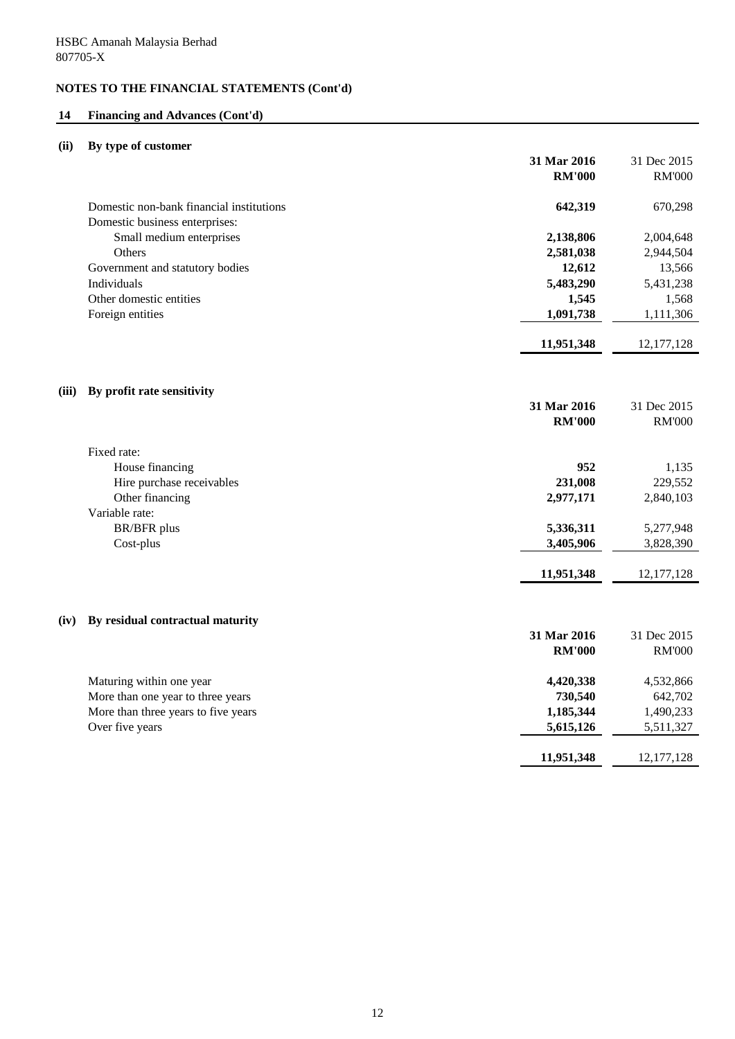HSBC Amanah Malaysia Berhad
807705-X

**NOTES TO THE FINANCIAL STATEMENTS (Cont'd)**

## 14 Financing and Advances (Cont'd)

### (ii) By type of customer

| | **31 Mar 2016 RM'000** | 31 Dec 2015 RM'000 |
|---|---|---|
| Domestic non-bank financial institutions | **642,319** | 670,298 |
| Domestic business enterprises: | | |
| Small medium enterprises | **2,138,806** | 2,004,648 |
| Others | **2,581,038** | 2,944,504 |
| Government and statutory bodies | **12,612** | 13,566 |
| Individuals | **5,483,290** | 5,431,238 |
| Other domestic entities | **1,545** | 1,568 |
| Foreign entities | **1,091,738** | 1,111,306 |
| | **11,951,348** | 12,177,128 |

### (iii) By profit rate sensitivity

| | **31 Mar 2016 RM'000** | 31 Dec 2015 RM'000 |
|---|---|---|
| Fixed rate: | | |
| House financing | **952** | 1,135 |
| Hire purchase receivables | **231,008** | 229,552 |
| Other financing | **2,977,171** | 2,840,103 |
| Variable rate: | | |
| BR/BFR plus | **5,336,311** | 5,277,948 |
| Cost-plus | **3,405,906** | 3,828,390 |
| | **11,951,348** | 12,177,128 |

### (iv) By residual contractual maturity

| | **31 Mar 2016 RM'000** | 31 Dec 2015 RM'000 |
|---|---|---|
| Maturing within one year | **4,420,338** | 4,532,866 |
| More than one year to three years | **730,540** | 642,702 |
| More than three years to five years | **1,185,344** | 1,490,233 |
| Over five years | **5,615,126** | 5,511,327 |
| | **11,951,348** | 12,177,128 |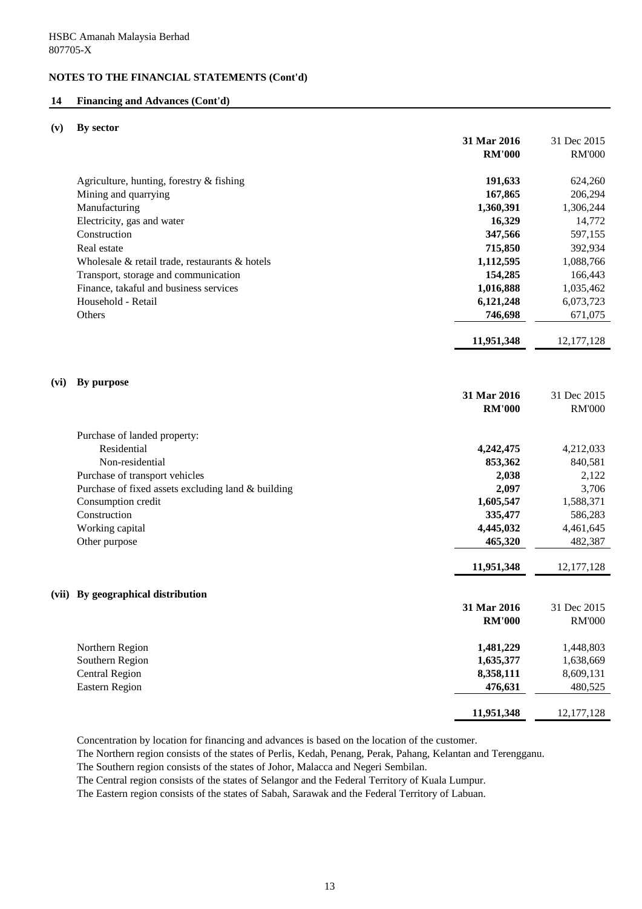HSBC Amanah Malaysia Berhad
807705-X

**NOTES TO THE FINANCIAL STATEMENTS (Cont'd)**

## 14 Financing and Advances (Cont'd)

### (v) By sector

| | **31 Mar 2016** | 31 Dec 2015 |
|---|---|---|
| | **RM'000** | RM'000 |
| Agriculture, hunting, forestry & fishing | **191,633** | 624,260 |
| Mining and quarrying | **167,865** | 206,294 |
| Manufacturing | **1,360,391** | 1,306,244 |
| Electricity, gas and water | **16,329** | 14,772 |
| Construction | **347,566** | 597,155 |
| Real estate | **715,850** | 392,934 |
| Wholesale & retail trade, restaurants & hotels | **1,112,595** | 1,088,766 |
| Transport, storage and communication | **154,285** | 166,443 |
| Finance, takaful and business services | **1,016,888** | 1,035,462 |
| Household - Retail | **6,121,248** | 6,073,723 |
| Others | **746,698** | 671,075 |
| | **11,951,348** | 12,177,128 |

### (vi) By purpose

| | **31 Mar 2016** | 31 Dec 2015 |
|---|---|---|
| | **RM'000** | RM'000 |
| Purchase of landed property: | | |
| Residential | **4,242,475** | 4,212,033 |
| Non-residential | **853,362** | 840,581 |
| Purchase of transport vehicles | **2,038** | 2,122 |
| Purchase of fixed assets excluding land & building | **2,097** | 3,706 |
| Consumption credit | **1,605,547** | 1,588,371 |
| Construction | **335,477** | 586,283 |
| Working capital | **4,445,032** | 4,461,645 |
| Other purpose | **465,320** | 482,387 |
| | **11,951,348** | 12,177,128 |

### (vii) By geographical distribution

| | **31 Mar 2016** | 31 Dec 2015 |
|---|---|---|
| | **RM'000** | RM'000 |
| Northern Region | **1,481,229** | 1,448,803 |
| Southern Region | **1,635,377** | 1,638,669 |
| Central Region | **8,358,111** | 8,609,131 |
| Eastern Region | **476,631** | 480,525 |
| | **11,951,348** | 12,177,128 |

Concentration by location for financing and advances is based on the location of the customer.
The Northern region consists of the states of Perlis, Kedah, Penang, Perak, Pahang, Kelantan and Terengganu.
The Southern region consists of the states of Johor, Malacca and Negeri Sembilan.
The Central region consists of the states of Selangor and the Federal Territory of Kuala Lumpur.
The Eastern region consists of the states of Sabah, Sarawak and the Federal Territory of Labuan.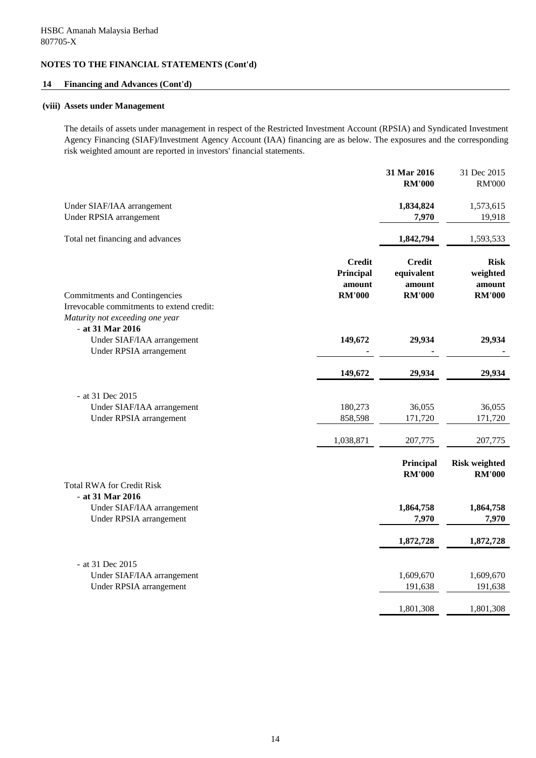HSBC Amanah Malaysia Berhad
807705-X

**NOTES TO THE FINANCIAL STATEMENTS (Cont'd)**

## 14 Financing and Advances (Cont'd)

### (viii) Assets under Management

The details of assets under management in respect of the Restricted Investment Account (RPSIA) and Syndicated Investment Agency Financing (SIAF)/Investment Agency Account (IAA) financing are as below. The exposures and the corresponding risk weighted amount are reported in investors' financial statements.

| | 31 Mar 2016 RM'000 | 31 Dec 2015 RM'000 |
|---|---|---|
| Under SIAF/IAA arrangement | **1,834,824** | 1,573,615 |
| Under RPSIA arrangement | **7,970** | 19,918 |
| Total net financing and advances | **1,842,794** | 1,593,533 |

| Commitments and Contingencies | Credit Principal amount RM'000 | Credit equivalent amount RM'000 | Risk weighted amount RM'000 |
|---|---|---|---|
| Irrevocable commitments to extend credit: | | | |
| *Maturity not exceeding one year* | | | |
| **- at 31 Mar 2016** | | | |
| Under SIAF/IAA arrangement | **149,672** | **29,934** | **29,934** |
| Under RPSIA arrangement | **-** | **-** | **-** |
| | **149,672** | **29,934** | **29,934** |
| - at 31 Dec 2015 | | | |
| Under SIAF/IAA arrangement | 180,273 | 36,055 | 36,055 |
| Under RPSIA arrangement | 858,598 | 171,720 | 171,720 |
| | 1,038,871 | 207,775 | 207,775 |

| Total RWA for Credit Risk | Principal RM'000 | Risk weighted RM'000 |
|---|---|---|
| **- at 31 Mar 2016** | | |
| Under SIAF/IAA arrangement | **1,864,758** | **1,864,758** |
| Under RPSIA arrangement | **7,970** | **7,970** |
| | **1,872,728** | **1,872,728** |
| - at 31 Dec 2015 | | |
| Under SIAF/IAA arrangement | 1,609,670 | 1,609,670 |
| Under RPSIA arrangement | 191,638 | 191,638 |
| | 1,801,308 | 1,801,308 |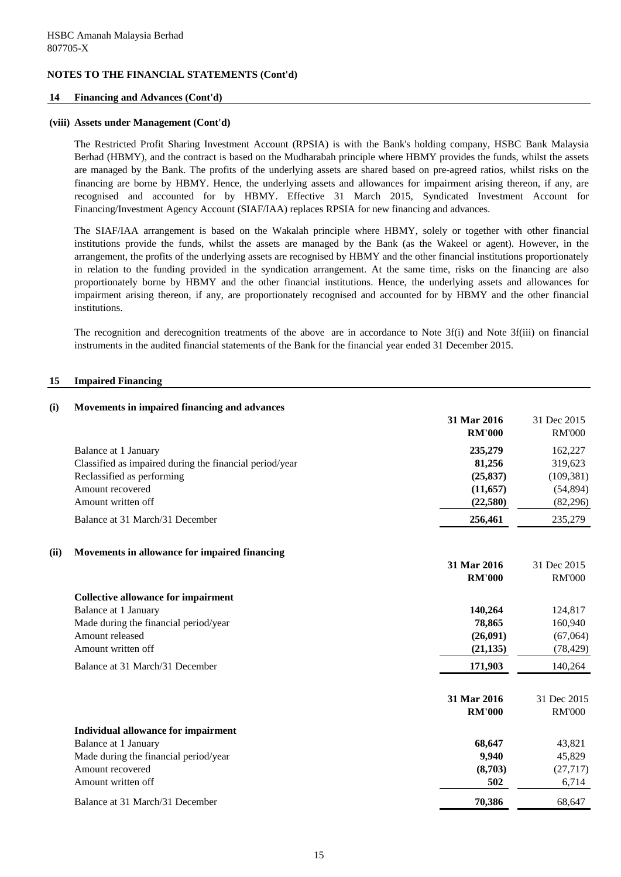HSBC Amanah Malaysia Berhad
807705-X

**NOTES TO THE FINANCIAL STATEMENTS (Cont'd)**

**14 Financing and Advances (Cont'd)**

**(viii) Assets under Management (Cont'd)**

The Restricted Profit Sharing Investment Account (RPSIA) is with the Bank's holding company, HSBC Bank Malaysia Berhad (HBMY), and the contract is based on the Mudharabah principle where HBMY provides the funds, whilst the assets are managed by the Bank. The profits of the underlying assets are shared based on pre-agreed ratios, whilst risks on the financing are borne by HBMY. Hence, the underlying assets and allowances for impairment arising thereon, if any, are recognised and accounted for by HBMY. Effective 31 March 2015, Syndicated Investment Account for Financing/Investment Agency Account (SIAF/IAA) replaces RPSIA for new financing and advances.

The SIAF/IAA arrangement is based on the Wakalah principle where HBMY, solely or together with other financial institutions provide the funds, whilst the assets are managed by the Bank (as the Wakeel or agent). However, in the arrangement, the profits of the underlying assets are recognised by HBMY and the other financial institutions proportionately in relation to the funding provided in the syndication arrangement. At the same time, risks on the financing are also proportionately borne by HBMY and the other financial institutions. Hence, the underlying assets and allowances for impairment arising thereon, if any, are proportionately recognised and accounted for by HBMY and the other financial institutions.

The recognition and derecognition treatments of the above are in accordance to Note 3f(i) and Note 3f(iii) on financial instruments in the audited financial statements of the Bank for the financial year ended 31 December 2015.

**15 Impaired Financing**

**(i) Movements in impaired financing and advances**

| | **31 Mar 2016** | 31 Dec 2015 |
|---|---|---|
| | **RM'000** | RM'000 |
| Balance at 1 January | **235,279** | 162,227 |
| Classified as impaired during the financial period/year | **81,256** | 319,623 |
| Reclassified as performing | **(25,837)** | (109,381) |
| Amount recovered | **(11,657)** | (54,894) |
| Amount written off | **(22,580)** | (82,296) |
| Balance at 31 March/31 December | **256,461** | 235,279 |

**(ii) Movements in allowance for impaired financing**

| | **31 Mar 2016** | 31 Dec 2015 |
|---|---|---|
| | **RM'000** | RM'000 |
| **Collective allowance for impairment** | | |
| Balance at 1 January | **140,264** | 124,817 |
| Made during the financial period/year | **78,865** | 160,940 |
| Amount released | **(26,091)** | (67,064) |
| Amount written off | **(21,135)** | (78,429) |
| Balance at 31 March/31 December | **171,903** | 140,264 |

| | **31 Mar 2016** | 31 Dec 2015 |
|---|---|---|
| | **RM'000** | RM'000 |
| **Individual allowance for impairment** | | |
| Balance at 1 January | **68,647** | 43,821 |
| Made during the financial period/year | **9,940** | 45,829 |
| Amount recovered | **(8,703)** | (27,717) |
| Amount written off | **502** | 6,714 |
| Balance at 31 March/31 December | **70,386** | 68,647 |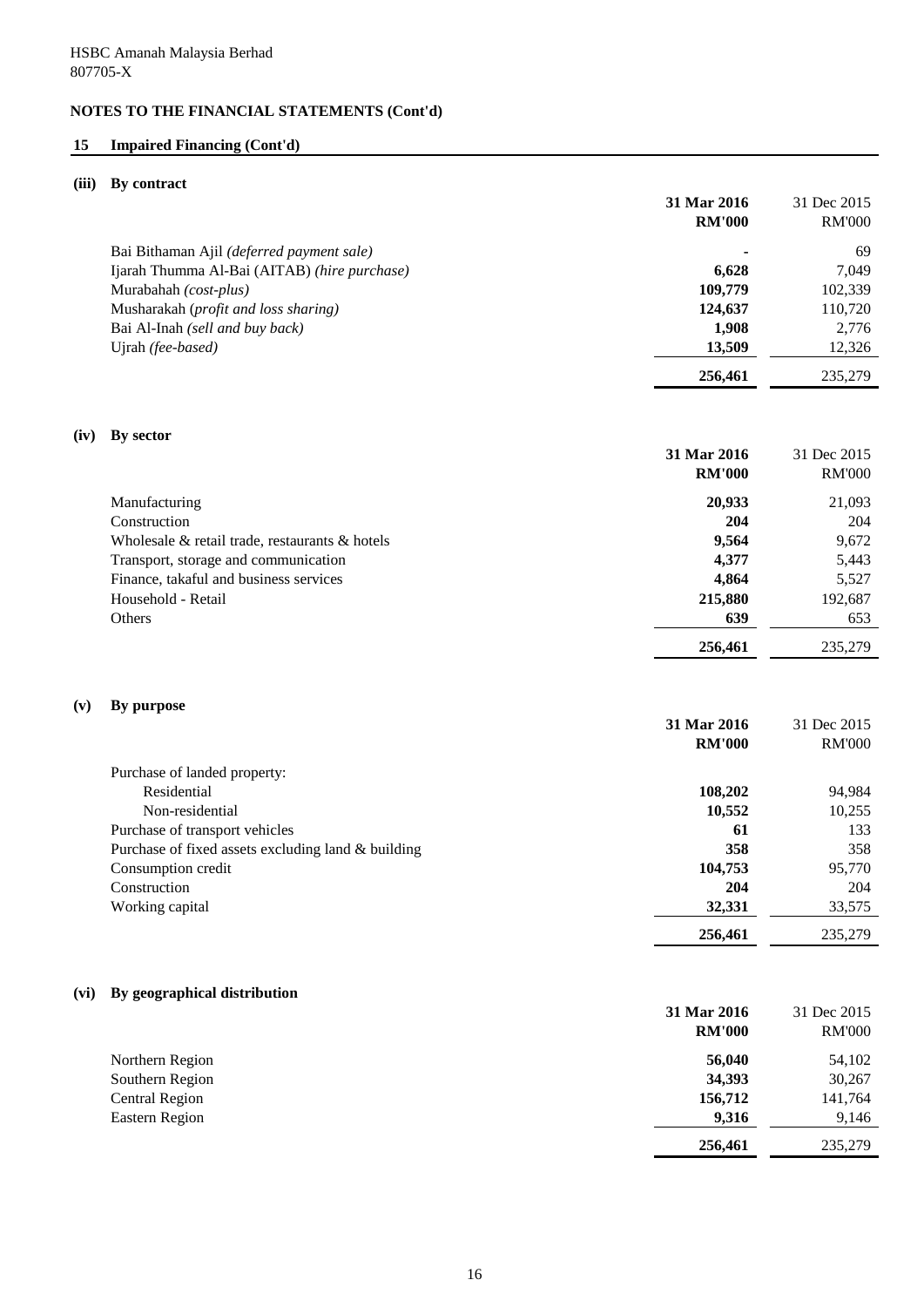HSBC Amanah Malaysia Berhad
807705-X

## NOTES TO THE FINANCIAL STATEMENTS (Cont'd)

### 15 Impaired Financing (Cont'd)

#### (iii) By contract

| | **31 Mar 2016 RM'000** | 31 Dec 2015 RM'000 |
|---|---|---|
| Bai Bithaman Ajil *(deferred payment sale)* | **-** | 69 |
| Ijarah Thumma Al-Bai (AITAB) *(hire purchase)* | **6,628** | 7,049 |
| Murabahah *(cost-plus)* | **109,779** | 102,339 |
| Musharakah (*profit and loss sharing)* | **124,637** | 110,720 |
| Bai Al-Inah *(sell and buy back)* | **1,908** | 2,776 |
| Ujrah *(fee-based)* | **13,509** | 12,326 |
| | **256,461** | 235,279 |

#### (iv) By sector

| | **31 Mar 2016 RM'000** | 31 Dec 2015 RM'000 |
|---|---|---|
| Manufacturing | **20,933** | 21,093 |
| Construction | **204** | 204 |
| Wholesale & retail trade, restaurants & hotels | **9,564** | 9,672 |
| Transport, storage and communication | **4,377** | 5,443 |
| Finance, takaful and business services | **4,864** | 5,527 |
| Household - Retail | **215,880** | 192,687 |
| Others | **639** | 653 |
| | **256,461** | 235,279 |

#### (v) By purpose

| | **31 Mar 2016 RM'000** | 31 Dec 2015 RM'000 |
|---|---|---|
| Purchase of landed property: | | |
| Residential | **108,202** | 94,984 |
| Non-residential | **10,552** | 10,255 |
| Purchase of transport vehicles | **61** | 133 |
| Purchase of fixed assets excluding land & building | **358** | 358 |
| Consumption credit | **104,753** | 95,770 |
| Construction | **204** | 204 |
| Working capital | **32,331** | 33,575 |
| | **256,461** | 235,279 |

#### (vi) By geographical distribution

| | **31 Mar 2016 RM'000** | 31 Dec 2015 RM'000 |
|---|---|---|
| Northern Region | **56,040** | 54,102 |
| Southern Region | **34,393** | 30,267 |
| Central Region | **156,712** | 141,764 |
| Eastern Region | **9,316** | 9,146 |
| | **256,461** | 235,279 |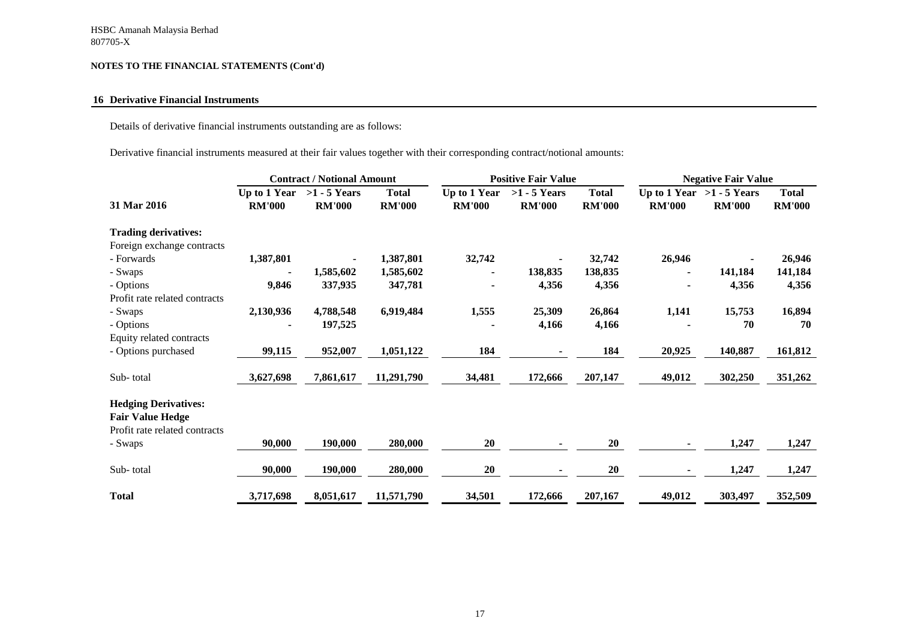HSBC Amanah Malaysia Berhad
807705-X

**NOTES TO THE FINANCIAL STATEMENTS (Cont'd)**

## 16 Derivative Financial Instruments

Details of derivative financial instruments outstanding are as follows:

Derivative financial instruments measured at their fair values together with their corresponding contract/notional amounts:

| | Contract / Notional Amount | | | Positive Fair Value | | | Negative Fair Value | | |
|---|---|---|---|---|---|---|---|---|---|
| **31 Mar 2016** | **Up to 1 Year RM'000** | **>1 - 5 Years RM'000** | **Total RM'000** | **Up to 1 Year RM'000** | **>1 - 5 Years RM'000** | **Total RM'000** | **Up to 1 Year RM'000** | **>1 - 5 Years RM'000** | **Total RM'000** |
| **Trading derivatives:** | | | | | | | | | |
| Foreign exchange contracts | | | | | | | | | |
| - Forwards | 1,387,801 | - | 1,387,801 | 32,742 | - | 32,742 | 26,946 | - | 26,946 |
| - Swaps | - | 1,585,602 | 1,585,602 | - | 138,835 | 138,835 | - | 141,184 | 141,184 |
| - Options | 9,846 | 337,935 | 347,781 | - | 4,356 | 4,356 | - | 4,356 | 4,356 |
| Profit rate related contracts | | | | | | | | | |
| - Swaps | 2,130,936 | 4,788,548 | 6,919,484 | 1,555 | 25,309 | 26,864 | 1,141 | 15,753 | 16,894 |
| - Options | - | 197,525 | | - | 4,166 | 4,166 | - | 70 | 70 |
| Equity related contracts | | | | | | | | | |
| - Options purchased | 99,115 | 952,007 | 1,051,122 | 184 | - | 184 | 20,925 | 140,887 | 161,812 |
| Sub- total | 3,627,698 | 7,861,617 | 11,291,790 | 34,481 | 172,666 | 207,147 | 49,012 | 302,250 | 351,262 |
| **Hedging Derivatives:** | | | | | | | | | |
| **Fair Value Hedge** | | | | | | | | | |
| Profit rate related contracts | | | | | | | | | |
| - Swaps | 90,000 | 190,000 | 280,000 | 20 | - | 20 | - | 1,247 | 1,247 |
| Sub- total | 90,000 | 190,000 | 280,000 | 20 | - | 20 | - | 1,247 | 1,247 |
| **Total** | 3,717,698 | 8,051,617 | 11,571,790 | 34,501 | 172,666 | 207,167 | 49,012 | 303,497 | 352,509 |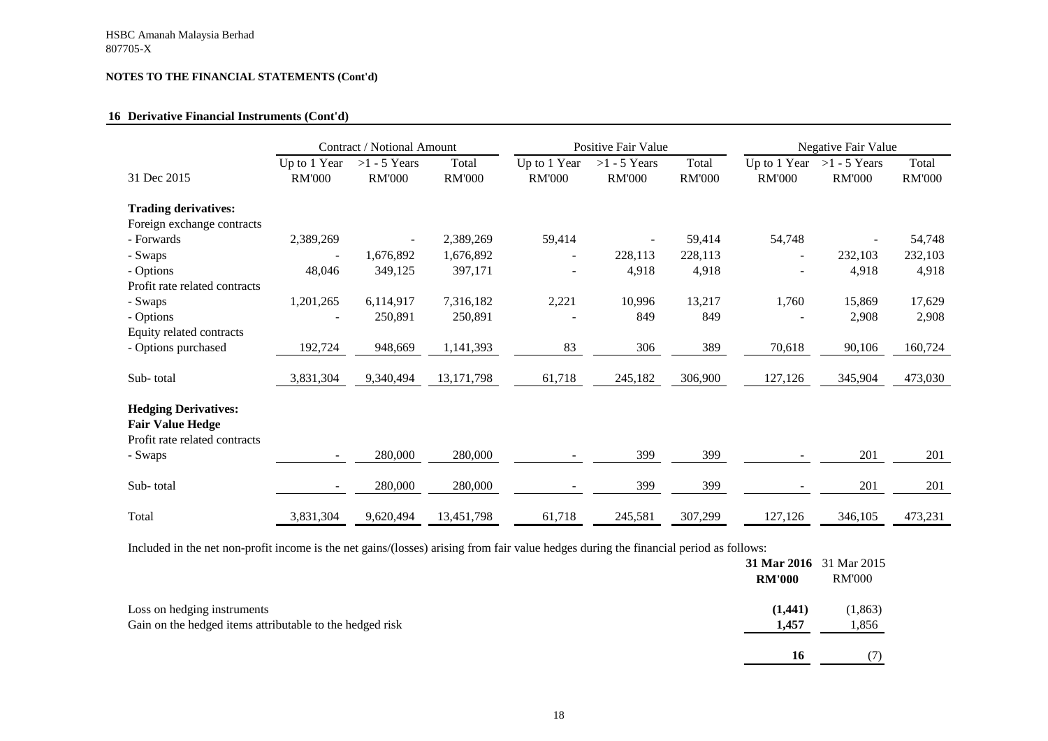HSBC Amanah Malaysia Berhad
807705-X

**NOTES TO THE FINANCIAL STATEMENTS (Cont'd)**

## 16 Derivative Financial Instruments (Cont'd)

| 31 Dec 2015 | Contract / Notional Amount | | | Positive Fair Value | | | Negative Fair Value | | |
|---|---|---|---|---|---|---|---|---|---|
| | Up to 1 Year RM'000 | >1 - 5 Years RM'000 | Total RM'000 | Up to 1 Year RM'000 | >1 - 5 Years RM'000 | Total RM'000 | Up to 1 Year RM'000 | >1 - 5 Years RM'000 | Total RM'000 |
| **Trading derivatives:** | | | | | | | | | |
| Foreign exchange contracts | | | | | | | | | |
| - Forwards | 2,389,269 | - | 2,389,269 | 59,414 | - | 59,414 | 54,748 | - | 54,748 |
| - Swaps | - | 1,676,892 | 1,676,892 | - | 228,113 | 228,113 | - | 232,103 | 232,103 |
| - Options | 48,046 | 349,125 | 397,171 | - | 4,918 | 4,918 | - | 4,918 | 4,918 |
| Profit rate related contracts | | | | | | | | | |
| - Swaps | 1,201,265 | 6,114,917 | 7,316,182 | 2,221 | 10,996 | 13,217 | 1,760 | 15,869 | 17,629 |
| - Options | - | 250,891 | 250,891 | - | 849 | 849 | - | 2,908 | 2,908 |
| Equity related contracts | | | | | | | | | |
| - Options purchased | 192,724 | 948,669 | 1,141,393 | 83 | 306 | 389 | 70,618 | 90,106 | 160,724 |
| Sub- total | 3,831,304 | 9,340,494 | 13,171,798 | 61,718 | 245,182 | 306,900 | 127,126 | 345,904 | 473,030 |
| **Hedging Derivatives:** | | | | | | | | | |
| **Fair Value Hedge** | | | | | | | | | |
| Profit rate related contracts | | | | | | | | | |
| - Swaps | - | 280,000 | 280,000 | - | 399 | 399 | - | 201 | 201 |
| Sub- total | - | 280,000 | 280,000 | - | 399 | 399 | - | 201 | 201 |
| Total | 3,831,304 | 9,620,494 | 13,451,798 | 61,718 | 245,581 | 307,299 | 127,126 | 346,105 | 473,231 |

Included in the net non-profit income is the net gains/(losses) arising from fair value hedges during the financial period as follows:

| | **31 Mar 2016 RM'000** | 31 Mar 2015 RM'000 |
|---|---|---|
| Loss on hedging instruments | **(1,441)** | (1,863) |
| Gain on the hedged items attributable to the hedged risk | **1,457** | 1,856 |
| | **16** | (7) |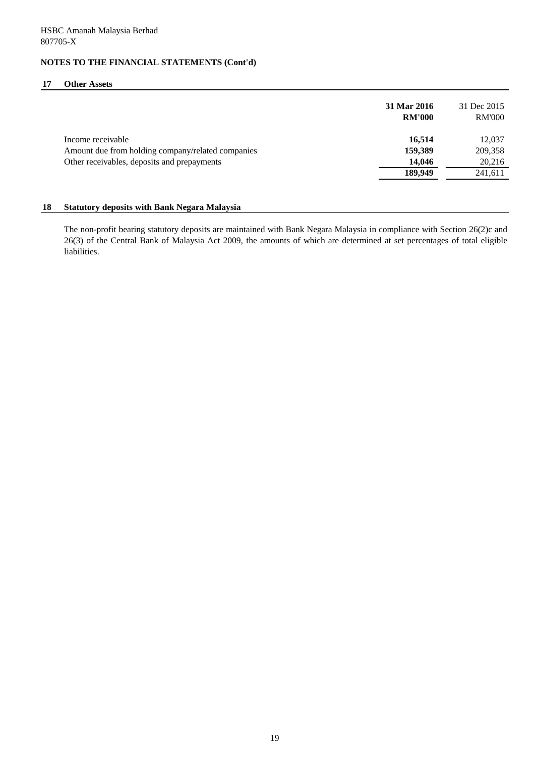HSBC Amanah Malaysia Berhad
807705-X

**NOTES TO THE FINANCIAL STATEMENTS (Cont'd)**

## 17 Other Assets

| | **31 Mar 2016** **RM'000** | 31 Dec 2015 RM'000 |
|---|---|---|
| Income receivable | **16,514** | 12,037 |
| Amount due from holding company/related companies | **159,389** | 209,358 |
| Other receivables, deposits and prepayments | **14,046** | 20,216 |
| | **189,949** | 241,611 |

## 18 Statutory deposits with Bank Negara Malaysia

The non-profit bearing statutory deposits are maintained with Bank Negara Malaysia in compliance with Section 26(2)c and 26(3) of the Central Bank of Malaysia Act 2009, the amounts of which are determined at set percentages of total eligible liabilities.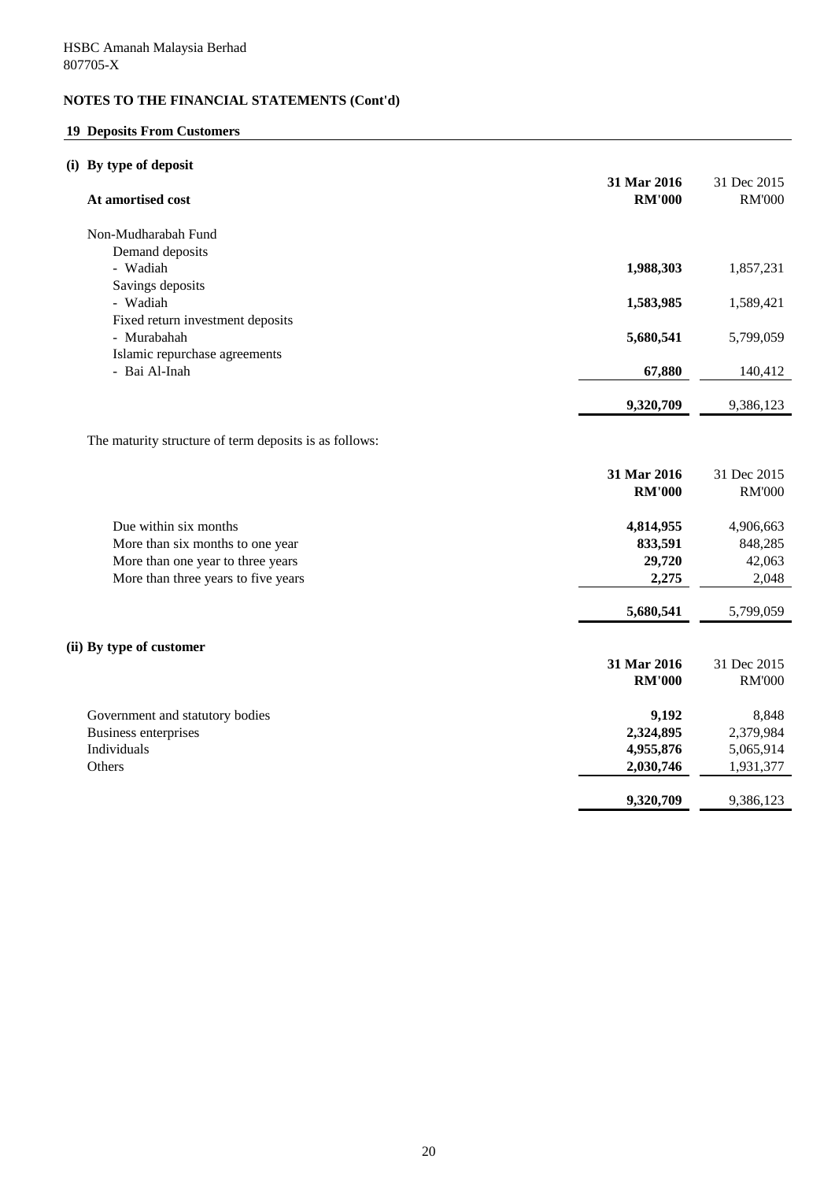HSBC Amanah Malaysia Berhad
807705-X

## NOTES TO THE FINANCIAL STATEMENTS (Cont'd)

### 19 Deposits From Customers

#### (i) By type of deposit

| At amortised cost | **31 Mar 2016 RM'000** | 31 Dec 2015 RM'000 |
|---|---|---|
| Non-Mudharabah Fund | | |
| Demand deposits | | |
| - Wadiah | **1,988,303** | 1,857,231 |
| Savings deposits | | |
| - Wadiah | **1,583,985** | 1,589,421 |
| Fixed return investment deposits | | |
| - Murabahah | **5,680,541** | 5,799,059 |
| Islamic repurchase agreements | | |
| - Bai Al-Inah | **67,880** | 140,412 |
| | **9,320,709** | 9,386,123 |

The maturity structure of term deposits is as follows:

| | **31 Mar 2016 RM'000** | 31 Dec 2015 RM'000 |
|---|---|---|
| Due within six months | **4,814,955** | 4,906,663 |
| More than six months to one year | **833,591** | 848,285 |
| More than one year to three years | **29,720** | 42,063 |
| More than three years to five years | **2,275** | 2,048 |
| | **5,680,541** | 5,799,059 |

#### (ii) By type of customer

| | **31 Mar 2016 RM'000** | 31 Dec 2015 RM'000 |
|---|---|---|
| Government and statutory bodies | **9,192** | 8,848 |
| Business enterprises | **2,324,895** | 2,379,984 |
| Individuals | **4,955,876** | 5,065,914 |
| Others | **2,030,746** | 1,931,377 |
| | **9,320,709** | 9,386,123 |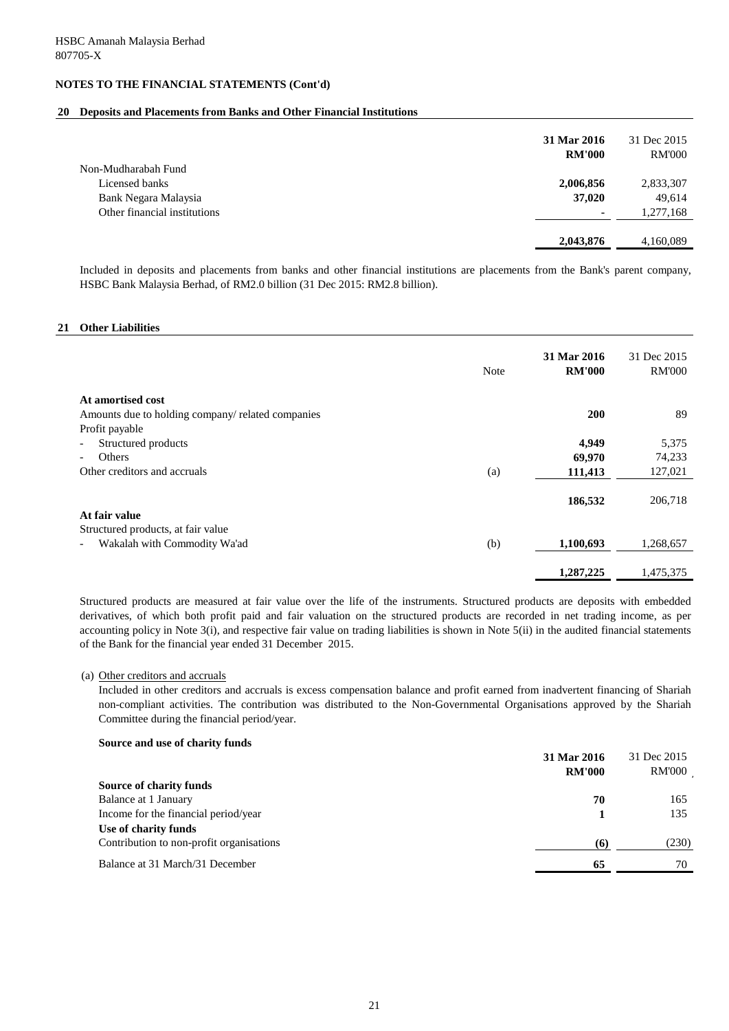HSBC Amanah Malaysia Berhad
807705-X

**NOTES TO THE FINANCIAL STATEMENTS (Cont'd)**

## 20 Deposits and Placements from Banks and Other Financial Institutions

| | **31 Mar 2016 RM'000** | 31 Dec 2015 RM'000 |
|---|---|---|
| Non-Mudharabah Fund | | |
| Licensed banks | **2,006,856** | 2,833,307 |
| Bank Negara Malaysia | **37,020** | 49,614 |
| Other financial institutions | **-** | 1,277,168 |
| | **2,043,876** | 4,160,089 |

Included in deposits and placements from banks and other financial institutions are placements from the Bank's parent company, HSBC Bank Malaysia Berhad, of RM2.0 billion (31 Dec 2015: RM2.8 billion).

## 21 Other Liabilities

| | Note | **31 Mar 2016 RM'000** | 31 Dec 2015 RM'000 |
|---|---|---|---|
| **At amortised cost** | | | |
| Amounts due to holding company/ related companies | | **200** | 89 |
| Profit payable | | | |
| - Structured products | | **4,949** | 5,375 |
| - Others | | **69,970** | 74,233 |
| Other creditors and accruals | (a) | **111,413** | 127,021 |
| | | **186,532** | 206,718 |
| **At fair value** | | | |
| Structured products, at fair value | | | |
| - Wakalah with Commodity Wa'ad | (b) | **1,100,693** | 1,268,657 |
| | | **1,287,225** | 1,475,375 |

Structured products are measured at fair value over the life of the instruments. Structured products are deposits with embedded derivatives, of which both profit paid and fair valuation on the structured products are recorded in net trading income, as per accounting policy in Note 3(i), and respective fair value on trading liabilities is shown in Note 5(ii) in the audited financial statements of the Bank for the financial year ended 31 December 2015.

(a) Other creditors and accruals

Included in other creditors and accruals is excess compensation balance and profit earned from inadvertent financing of Shariah non-compliant activities. The contribution was distributed to the Non-Governmental Organisations approved by the Shariah Committee during the financial period/year.

**Source and use of charity funds**

| | **31 Mar 2016 RM'000** | 31 Dec 2015 RM'000 |
|---|---|---|
| **Source of charity funds** | | |
| Balance at 1 January | **70** | 165 |
| Income for the financial period/year | **1** | 135 |
| **Use of charity funds** | | |
| Contribution to non-profit organisations | **(6)** | (230) |
| Balance at 31 March/31 December | **65** | 70 |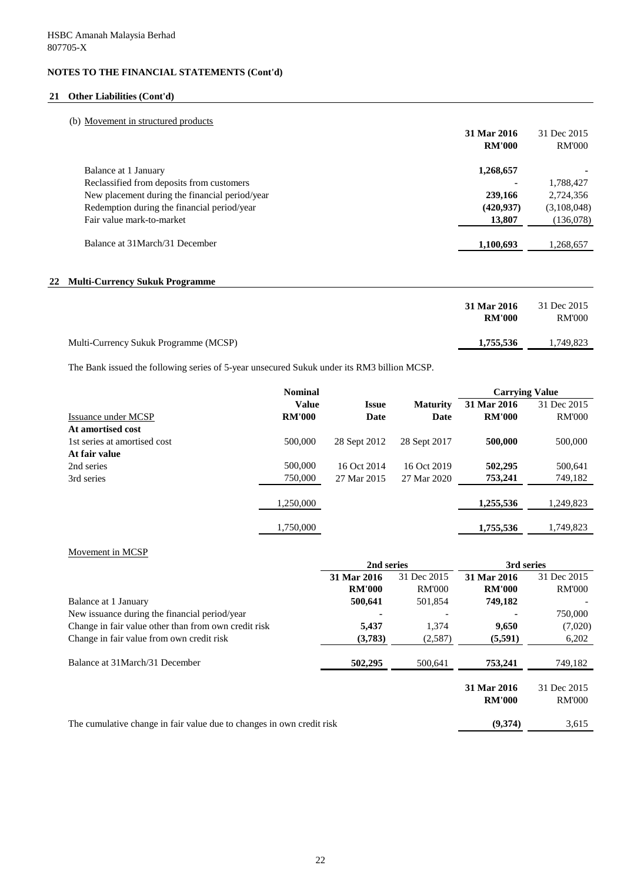HSBC Amanah Malaysia Berhad
807705-X

**NOTES TO THE FINANCIAL STATEMENTS (Cont'd)**

## 21 Other Liabilities (Cont'd)

(b) Movement in structured products

| | 31 Mar 2016 RM'000 | 31 Dec 2015 RM'000 |
|---|---|---|
| Balance at 1 January | **1,268,657** | - |
| Reclassified from deposits from customers | **-** | 1,788,427 |
| New placement during the financial period/year | **239,166** | 2,724,356 |
| Redemption during the financial period/year | **(420,937)** | (3,108,048) |
| Fair value mark-to-market | **13,807** | (136,078) |
| Balance at 31March/31 December | **1,100,693** | 1,268,657 |

## 22 Multi-Currency Sukuk Programme

| | 31 Mar 2016 RM'000 | 31 Dec 2015 RM'000 |
|---|---|---|
| Multi-Currency Sukuk Programme (MCSP) | **1,755,536** | 1,749,823 |

The Bank issued the following series of 5-year unsecured Sukuk under its RM3 billion MCSP.

| | Nominal | | | Carrying Value | |
|---|---|---|---|---|---|
| Issuance under MCSP | Value RM'000 | Issue Date | Maturity Date | 31 Mar 2016 RM'000 | 31 Dec 2015 RM'000 |
| **At amortised cost** | | | | | |
| 1st series at amortised cost | 500,000 | 28 Sept 2012 | 28 Sept 2017 | **500,000** | 500,000 |
| **At fair value** | | | | | |
| 2nd series | 500,000 | 16 Oct 2014 | 16 Oct 2019 | **502,295** | 500,641 |
| 3rd series | 750,000 | 27 Mar 2015 | 27 Mar 2020 | **753,241** | 749,182 |
| | 1,250,000 | | | **1,255,536** | 1,249,823 |
| | 1,750,000 | | | **1,755,536** | 1,749,823 |

Movement in MCSP

| | 2nd series | | 3rd series | |
|---|---|---|---|---|
| | 31 Mar 2016 RM'000 | 31 Dec 2015 RM'000 | 31 Mar 2016 RM'000 | 31 Dec 2015 RM'000 |
| Balance at 1 January | **500,641** | 501,854 | **749,182** | - |
| New issuance during the financial period/year | **-** | - | **-** | 750,000 |
| Change in fair value other than from own credit risk | **5,437** | 1,374 | **9,650** | (7,020) |
| Change in fair value from own credit risk | **(3,783)** | (2,587) | **(5,591)** | 6,202 |
| Balance at 31March/31 December | **502,295** | 500,641 | **753,241** | 749,182 |

| | 31 Mar 2016 RM'000 | 31 Dec 2015 RM'000 |
|---|---|---|
| The cumulative change in fair value due to changes in own credit risk | **(9,374)** | 3,615 |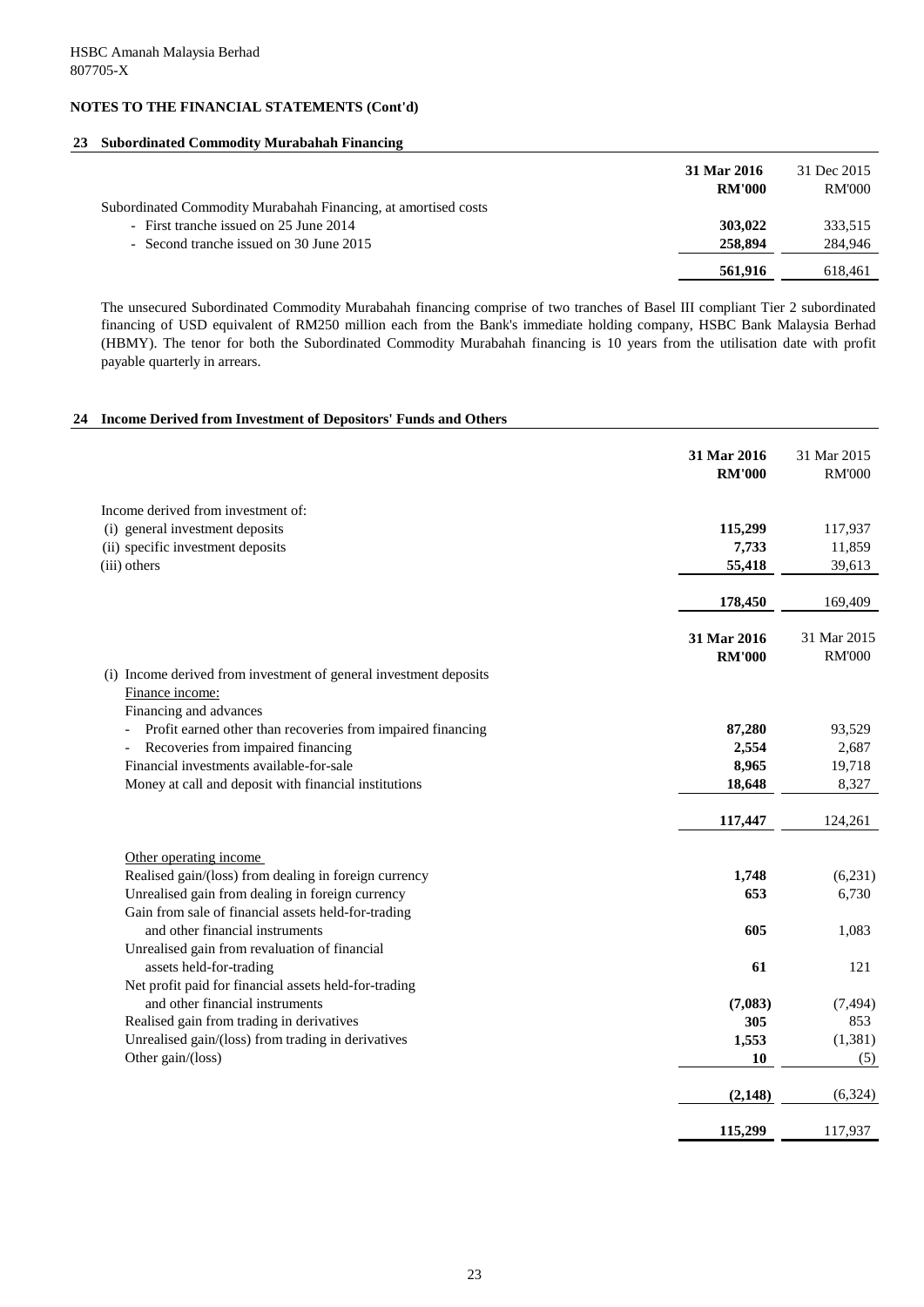HSBC Amanah Malaysia Berhad
807705-X

**NOTES TO THE FINANCIAL STATEMENTS (Cont'd)**

## 23 Subordinated Commodity Murabahah Financing

| | 31 Mar 2016<br>RM'000 | 31 Dec 2015<br>RM'000 |
|---|---|---|
| Subordinated Commodity Murabahah Financing, at amortised costs | | |
| - First tranche issued on 25 June 2014 | **303,022** | 333,515 |
| - Second tranche issued on 30 June 2015 | **258,894** | 284,946 |
| | **561,916** | 618,461 |

The unsecured Subordinated Commodity Murabahah financing comprise of two tranches of Basel III compliant Tier 2 subordinated financing of USD equivalent of RM250 million each from the Bank's immediate holding company, HSBC Bank Malaysia Berhad (HBMY). The tenor for both the Subordinated Commodity Murabahah financing is 10 years from the utilisation date with profit payable quarterly in arrears.

## 24 Income Derived from Investment of Depositors' Funds and Others

| | 31 Mar 2016<br>RM'000 | 31 Mar 2015<br>RM'000 |
|---|---|---|
| Income derived from investment of: | | |
| (i) general investment deposits | **115,299** | 117,937 |
| (ii) specific investment deposits | **7,733** | 11,859 |
| (iii) others | **55,418** | 39,613 |
| | **178,450** | 169,409 |

| | 31 Mar 2016<br>RM'000 | 31 Mar 2015<br>RM'000 |
|---|---|---|
| (i) Income derived from investment of general investment deposits | | |
| Finance income: | | |
| Financing and advances | | |
| - Profit earned other than recoveries from impaired financing | **87,280** | 93,529 |
| - Recoveries from impaired financing | **2,554** | 2,687 |
| Financial investments available-for-sale | **8,965** | 19,718 |
| Money at call and deposit with financial institutions | **18,648** | 8,327 |
| | **117,447** | 124,261 |
| Other operating income | | |
| Realised gain/(loss) from dealing in foreign currency | **1,748** | (6,231) |
| Unrealised gain from dealing in foreign currency | **653** | 6,730 |
| Gain from sale of financial assets held-for-trading and other financial instruments | **605** | 1,083 |
| Unrealised gain from revaluation of financial assets held-for-trading | **61** | 121 |
| Net profit paid for financial assets held-for-trading and other financial instruments | **(7,083)** | (7,494) |
| Realised gain from trading in derivatives | **305** | 853 |
| Unrealised gain/(loss) from trading in derivatives | **1,553** | (1,381) |
| Other gain/(loss) | **10** | (5) |
| | **(2,148)** | (6,324) |
| | **115,299** | 117,937 |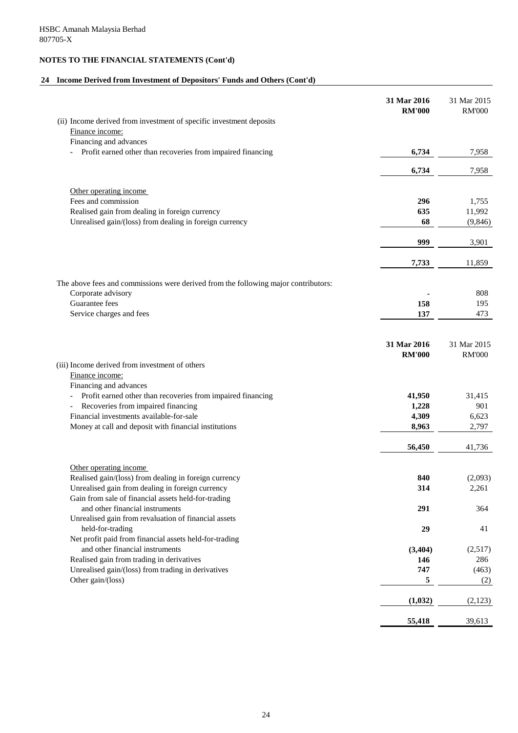HSBC Amanah Malaysia Berhad
807705-X

## NOTES TO THE FINANCIAL STATEMENTS (Cont'd)

### 24 Income Derived from Investment of Depositors' Funds and Others (Cont'd)

| | 31 Mar 2016 RM'000 | 31 Mar 2015 RM'000 |
|---|---|---|
| (ii) Income derived from investment of specific investment deposits | | |
| Finance income: | | |
| Financing and advances | | |
| - Profit earned other than recoveries from impaired financing | 6,734 | 7,958 |
| | 6,734 | 7,958 |
| Other operating income | | |
| Fees and commission | 296 | 1,755 |
| Realised gain from dealing in foreign currency | 635 | 11,992 |
| Unrealised gain/(loss) from dealing in foreign currency | 68 | (9,846) |
| | 999 | 3,901 |
| | 7,733 | 11,859 |
| The above fees and commissions were derived from the following major contributors: | | |
| Corporate advisory | - | 808 |
| Guarantee fees | 158 | 195 |
| Service charges and fees | 137 | 473 |

| | 31 Mar 2016 RM'000 | 31 Mar 2015 RM'000 |
|---|---|---|
| (iii) Income derived from investment of others | | |
| Finance income: | | |
| Financing and advances | | |
| - Profit earned other than recoveries from impaired financing | 41,950 | 31,415 |
| - Recoveries from impaired financing | 1,228 | 901 |
| Financial investments available-for-sale | 4,309 | 6,623 |
| Money at call and deposit with financial institutions | 8,963 | 2,797 |
| | 56,450 | 41,736 |
| Other operating income | | |
| Realised gain/(loss) from dealing in foreign currency | 840 | (2,093) |
| Unrealised gain from dealing in foreign currency | 314 | 2,261 |
| Gain from sale of financial assets held-for-trading and other financial instruments | 291 | 364 |
| Unrealised gain from revaluation of financial assets held-for-trading | 29 | 41 |
| Net profit paid from financial assets held-for-trading and other financial instruments | (3,404) | (2,517) |
| Realised gain from trading in derivatives | 146 | 286 |
| Unrealised gain/(loss) from trading in derivatives | 747 | (463) |
| Other gain/(loss) | 5 | (2) |
| | (1,032) | (2,123) |
| | 55,418 | 39,613 |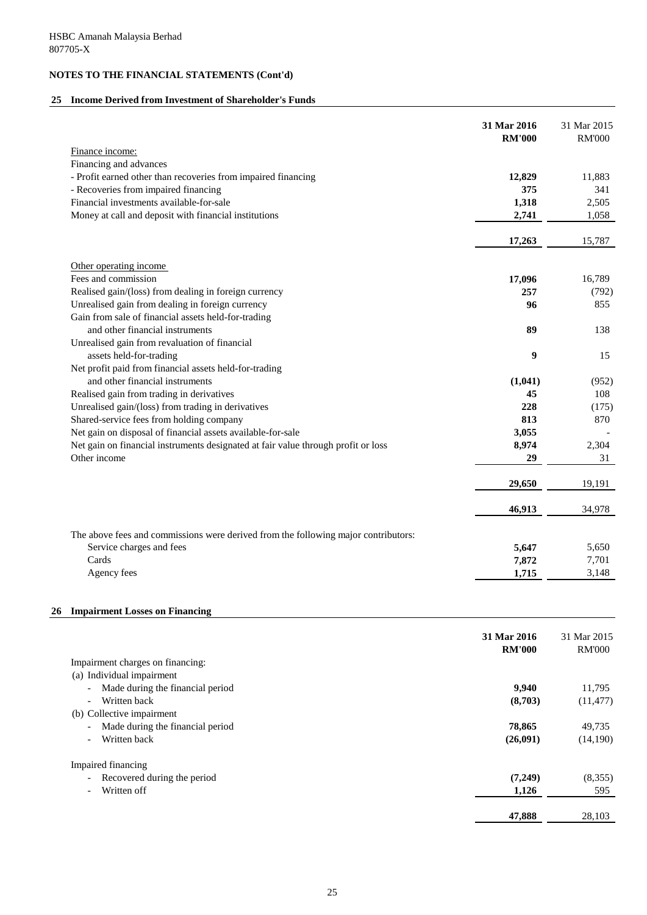HSBC Amanah Malaysia Berhad
807705-X

## NOTES TO THE FINANCIAL STATEMENTS (Cont'd)

### 25 Income Derived from Investment of Shareholder's Funds

| | 31 Mar 2016 RM'000 | 31 Mar 2015 RM'000 |
|---|---|---|
| Finance income: | | |
| Financing and advances | | |
| - Profit earned other than recoveries from impaired financing | **12,829** | 11,883 |
| - Recoveries from impaired financing | **375** | 341 |
| Financial investments available-for-sale | **1,318** | 2,505 |
| Money at call and deposit with financial institutions | **2,741** | 1,058 |
| | **17,263** | 15,787 |
| Other operating income | | |
| Fees and commission | **17,096** | 16,789 |
| Realised gain/(loss) from dealing in foreign currency | **257** | (792) |
| Unrealised gain from dealing in foreign currency | **96** | 855 |
| Gain from sale of financial assets held-for-trading and other financial instruments | **89** | 138 |
| Unrealised gain from revaluation of financial assets held-for-trading | **9** | 15 |
| Net profit paid from financial assets held-for-trading and other financial instruments | **(1,041)** | (952) |
| Realised gain from trading in derivatives | **45** | 108 |
| Unrealised gain/(loss) from trading in derivatives | **228** | (175) |
| Shared-service fees from holding company | **813** | 870 |
| Net gain on disposal of financial assets available-for-sale | **3,055** | - |
| Net gain on financial instruments designated at fair value through profit or loss | **8,974** | 2,304 |
| Other income | **29** | 31 |
| | **29,650** | 19,191 |
| | **46,913** | 34,978 |
| The above fees and commissions were derived from the following major contributors: | | |
| Service charges and fees | **5,647** | 5,650 |
| Cards | **7,872** | 7,701 |
| Agency fees | **1,715** | 3,148 |

### 26 Impairment Losses on Financing

| | 31 Mar 2016 RM'000 | 31 Mar 2015 RM'000 |
|---|---|---|
| Impairment charges on financing: | | |
| (a) Individual impairment | | |
| - Made during the financial period | **9,940** | 11,795 |
| - Written back | **(8,703)** | (11,477) |
| (b) Collective impairment | | |
| - Made during the financial period | **78,865** | 49,735 |
| - Written back | **(26,091)** | (14,190) |
| Impaired financing | | |
| - Recovered during the period | **(7,249)** | (8,355) |
| - Written off | **1,126** | 595 |
| | **47,888** | 28,103 |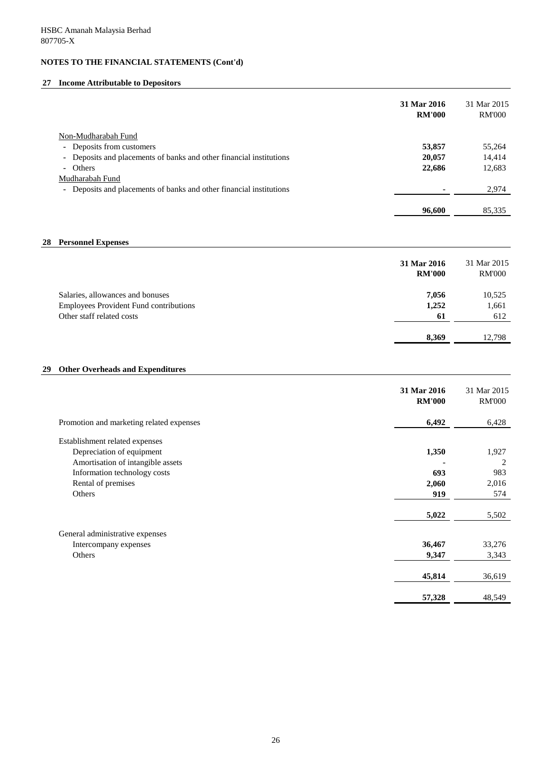HSBC Amanah Malaysia Berhad
807705-X

**NOTES TO THE FINANCIAL STATEMENTS (Cont'd)**

## 27 Income Attributable to Depositors

| | **31 Mar 2016 RM'000** | 31 Mar 2015 RM'000 |
|---|---|---|
| Non-Mudharabah Fund | | |
| - Deposits from customers | **53,857** | 55,264 |
| - Deposits and placements of banks and other financial institutions | **20,057** | 14,414 |
| - Others | **22,686** | 12,683 |
| Mudharabah Fund | | |
| - Deposits and placements of banks and other financial institutions | **-** | 2,974 |
| | **96,600** | 85,335 |

## 28 Personnel Expenses

| | **31 Mar 2016 RM'000** | 31 Mar 2015 RM'000 |
|---|---|---|
| Salaries, allowances and bonuses | **7,056** | 10,525 |
| Employees Provident Fund contributions | **1,252** | 1,661 |
| Other staff related costs | **61** | 612 |
| | **8,369** | 12,798 |

## 29 Other Overheads and Expenditures

| | **31 Mar 2016 RM'000** | 31 Mar 2015 RM'000 |
|---|---|---|
| Promotion and marketing related expenses | **6,492** | 6,428 |
| Establishment related expenses | | |
| Depreciation of equipment | **1,350** | 1,927 |
| Amortisation of intangible assets | **-** | 2 |
| Information technology costs | **693** | 983 |
| Rental of premises | **2,060** | 2,016 |
| Others | **919** | 574 |
| | **5,022** | 5,502 |
| General administrative expenses | | |
| Intercompany expenses | **36,467** | 33,276 |
| Others | **9,347** | 3,343 |
| | **45,814** | 36,619 |
| | **57,328** | 48,549 |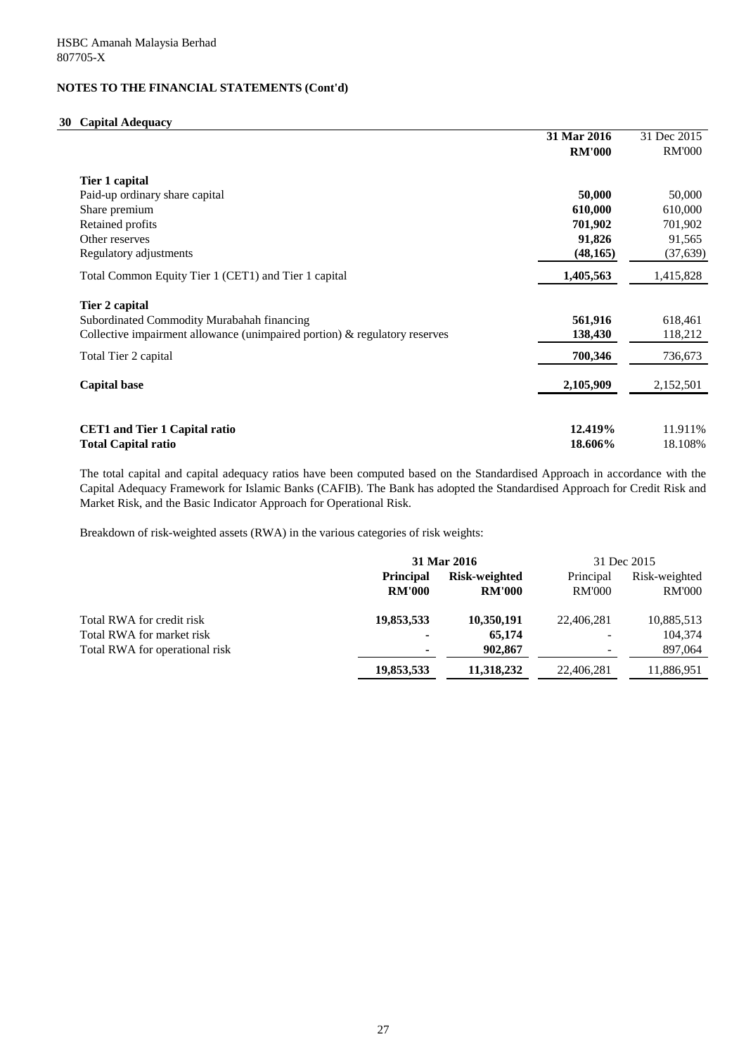HSBC Amanah Malaysia Berhad
807705-X

## NOTES TO THE FINANCIAL STATEMENTS (Cont'd)

### 30 Capital Adequacy

| | **31 Mar 2016** | 31 Dec 2015 |
|---|---|---|
| | **RM'000** | RM'000 |
| **Tier 1 capital** | | |
| Paid-up ordinary share capital | **50,000** | 50,000 |
| Share premium | **610,000** | 610,000 |
| Retained profits | **701,902** | 701,902 |
| Other reserves | **91,826** | 91,565 |
| Regulatory adjustments | **(48,165)** | (37,639) |
| Total Common Equity Tier 1 (CET1) and Tier 1 capital | **1,405,563** | 1,415,828 |
| **Tier 2 capital** | | |
| Subordinated Commodity Murabahah financing | **561,916** | 618,461 |
| Collective impairment allowance (unimpaired portion) & regulatory reserves | **138,430** | 118,212 |
| Total Tier 2 capital | **700,346** | 736,673 |
| **Capital base** | **2,105,909** | 2,152,501 |
| **CET1 and Tier 1 Capital ratio** | **12.419%** | 11.911% |
| **Total Capital ratio** | **18.606%** | 18.108% |

The total capital and capital adequacy ratios have been computed based on the Standardised Approach in accordance with the Capital Adequacy Framework for Islamic Banks (CAFIB). The Bank has adopted the Standardised Approach for Credit Risk and Market Risk, and the Basic Indicator Approach for Operational Risk.

Breakdown of risk-weighted assets (RWA) in the various categories of risk weights:

| | **31 Mar 2016** | | 31 Dec 2015 | |
|---|---|---|---|---|
| | **Principal** | **Risk-weighted** | Principal | Risk-weighted |
| | **RM'000** | **RM'000** | RM'000 | RM'000 |
| Total RWA for credit risk | **19,853,533** | **10,350,191** | 22,406,281 | 10,885,513 |
| Total RWA for market risk | **-** | **65,174** | - | 104,374 |
| Total RWA for operational risk | **-** | **902,867** | - | 897,064 |
| | **19,853,533** | **11,318,232** | 22,406,281 | 11,886,951 |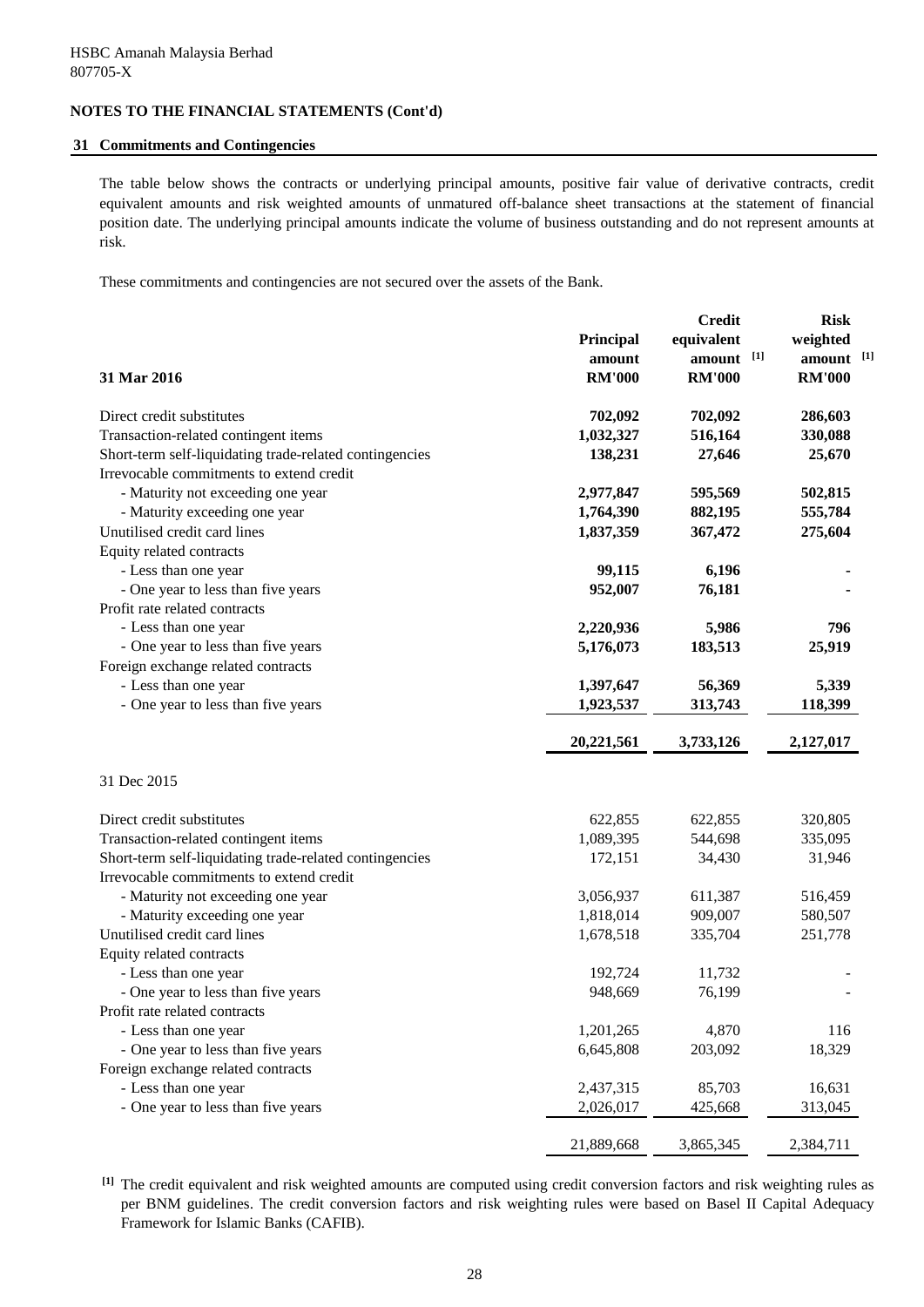HSBC Amanah Malaysia Berhad
807705-X

**NOTES TO THE FINANCIAL STATEMENTS (Cont'd)**

## 31 Commitments and Contingencies

The table below shows the contracts or underlying principal amounts, positive fair value of derivative contracts, credit equivalent amounts and risk weighted amounts of unmatured off-balance sheet transactions at the statement of financial position date. The underlying principal amounts indicate the volume of business outstanding and do not represent amounts at risk.

These commitments and contingencies are not secured over the assets of the Bank.

| **31 Mar 2016** | **Principal amount RM'000** | **Credit equivalent amount [1] RM'000** | **Risk weighted amount [1] RM'000** |
|---|---|---|---|
| Direct credit substitutes | **702,092** | **702,092** | **286,603** |
| Transaction-related contingent items | **1,032,327** | **516,164** | **330,088** |
| Short-term self-liquidating trade-related contingencies | **138,231** | **27,646** | **25,670** |
| Irrevocable commitments to extend credit | | | |
| - Maturity not exceeding one year | **2,977,847** | **595,569** | **502,815** |
| - Maturity exceeding one year | **1,764,390** | **882,195** | **555,784** |
| Unutilised credit card lines | **1,837,359** | **367,472** | **275,604** |
| Equity related contracts | | | |
| - Less than one year | **99,115** | **6,196** | **-** |
| - One year to less than five years | **952,007** | **76,181** | **-** |
| Profit rate related contracts | | | |
| - Less than one year | **2,220,936** | **5,986** | **796** |
| - One year to less than five years | **5,176,073** | **183,513** | **25,919** |
| Foreign exchange related contracts | | | |
| - Less than one year | **1,397,647** | **56,369** | **5,339** |
| - One year to less than five years | **1,923,537** | **313,743** | **118,399** |
| | **20,221,561** | **3,733,126** | **2,127,017** |
| 31 Dec 2015 | | | |
| Direct credit substitutes | 622,855 | 622,855 | 320,805 |
| Transaction-related contingent items | 1,089,395 | 544,698 | 335,095 |
| Short-term self-liquidating trade-related contingencies | 172,151 | 34,430 | 31,946 |
| Irrevocable commitments to extend credit | | | |
| - Maturity not exceeding one year | 3,056,937 | 611,387 | 516,459 |
| - Maturity exceeding one year | 1,818,014 | 909,007 | 580,507 |
| Unutilised credit card lines | 1,678,518 | 335,704 | 251,778 |
| Equity related contracts | | | |
| - Less than one year | 192,724 | 11,732 | - |
| - One year to less than five years | 948,669 | 76,199 | - |
| Profit rate related contracts | | | |
| - Less than one year | 1,201,265 | 4,870 | 116 |
| - One year to less than five years | 6,645,808 | 203,092 | 18,329 |
| Foreign exchange related contracts | | | |
| - Less than one year | 2,437,315 | 85,703 | 16,631 |
| - One year to less than five years | 2,026,017 | 425,668 | 313,045 |
| | 21,889,668 | 3,865,345 | 2,384,711 |

[1] The credit equivalent and risk weighted amounts are computed using credit conversion factors and risk weighting rules as per BNM guidelines. The credit conversion factors and risk weighting rules were based on Basel II Capital Adequacy Framework for Islamic Banks (CAFIB).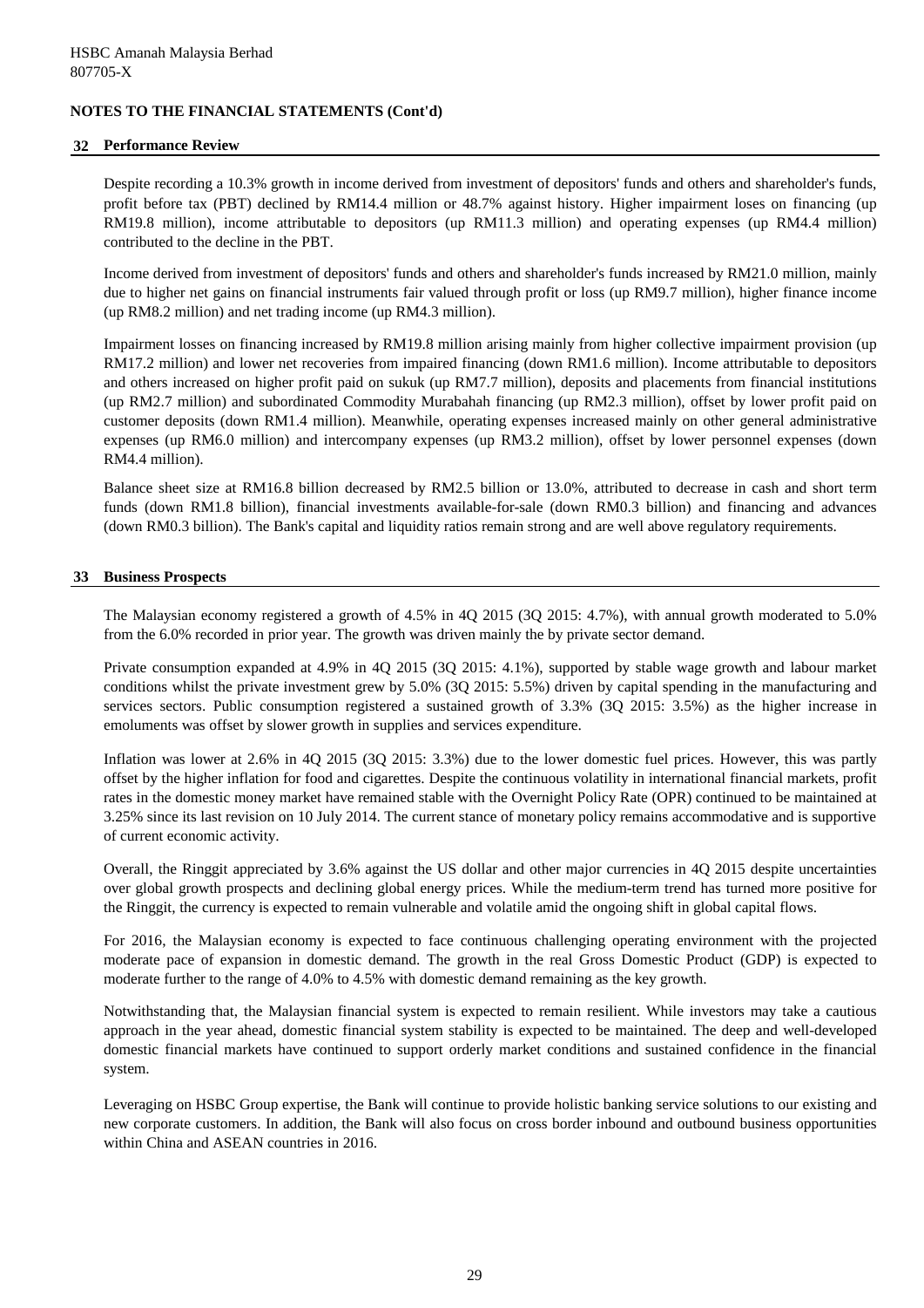HSBC Amanah Malaysia Berhad
807705-X

**NOTES TO THE FINANCIAL STATEMENTS (Cont'd)**

## 32 Performance Review

Despite recording a 10.3% growth in income derived from investment of depositors' funds and others and shareholder's funds, profit before tax (PBT) declined by RM14.4 million or 48.7% against history. Higher impairment loses on financing (up RM19.8 million), income attributable to depositors (up RM11.3 million) and operating expenses (up RM4.4 million) contributed to the decline in the PBT.

Income derived from investment of depositors' funds and others and shareholder's funds increased by RM21.0 million, mainly due to higher net gains on financial instruments fair valued through profit or loss (up RM9.7 million), higher finance income (up RM8.2 million) and net trading income (up RM4.3 million).

Impairment losses on financing increased by RM19.8 million arising mainly from higher collective impairment provision (up RM17.2 million) and lower net recoveries from impaired financing (down RM1.6 million). Income attributable to depositors and others increased on higher profit paid on sukuk (up RM7.7 million), deposits and placements from financial institutions (up RM2.7 million) and subordinated Commodity Murabahah financing (up RM2.3 million), offset by lower profit paid on customer deposits (down RM1.4 million). Meanwhile, operating expenses increased mainly on other general administrative expenses (up RM6.0 million) and intercompany expenses (up RM3.2 million), offset by lower personnel expenses (down RM4.4 million).

Balance sheet size at RM16.8 billion decreased by RM2.5 billion or 13.0%, attributed to decrease in cash and short term funds (down RM1.8 billion), financial investments available-for-sale (down RM0.3 billion) and financing and advances (down RM0.3 billion). The Bank's capital and liquidity ratios remain strong and are well above regulatory requirements.

## 33 Business Prospects

The Malaysian economy registered a growth of 4.5% in 4Q 2015 (3Q 2015: 4.7%), with annual growth moderated to 5.0% from the 6.0% recorded in prior year. The growth was driven mainly the by private sector demand.

Private consumption expanded at 4.9% in 4Q 2015 (3Q 2015: 4.1%), supported by stable wage growth and labour market conditions whilst the private investment grew by 5.0% (3Q 2015: 5.5%) driven by capital spending in the manufacturing and services sectors. Public consumption registered a sustained growth of 3.3% (3Q 2015: 3.5%) as the higher increase in emoluments was offset by slower growth in supplies and services expenditure.

Inflation was lower at 2.6% in 4Q 2015 (3Q 2015: 3.3%) due to the lower domestic fuel prices. However, this was partly offset by the higher inflation for food and cigarettes. Despite the continuous volatility in international financial markets, profit rates in the domestic money market have remained stable with the Overnight Policy Rate (OPR) continued to be maintained at 3.25% since its last revision on 10 July 2014. The current stance of monetary policy remains accommodative and is supportive of current economic activity.

Overall, the Ringgit appreciated by 3.6% against the US dollar and other major currencies in 4Q 2015 despite uncertainties over global growth prospects and declining global energy prices. While the medium-term trend has turned more positive for the Ringgit, the currency is expected to remain vulnerable and volatile amid the ongoing shift in global capital flows.

For 2016, the Malaysian economy is expected to face continuous challenging operating environment with the projected moderate pace of expansion in domestic demand. The growth in the real Gross Domestic Product (GDP) is expected to moderate further to the range of 4.0% to 4.5% with domestic demand remaining as the key growth.

Notwithstanding that, the Malaysian financial system is expected to remain resilient. While investors may take a cautious approach in the year ahead, domestic financial system stability is expected to be maintained. The deep and well-developed domestic financial markets have continued to support orderly market conditions and sustained confidence in the financial system.

Leveraging on HSBC Group expertise, the Bank will continue to provide holistic banking service solutions to our existing and new corporate customers. In addition, the Bank will also focus on cross border inbound and outbound business opportunities within China and ASEAN countries in 2016.